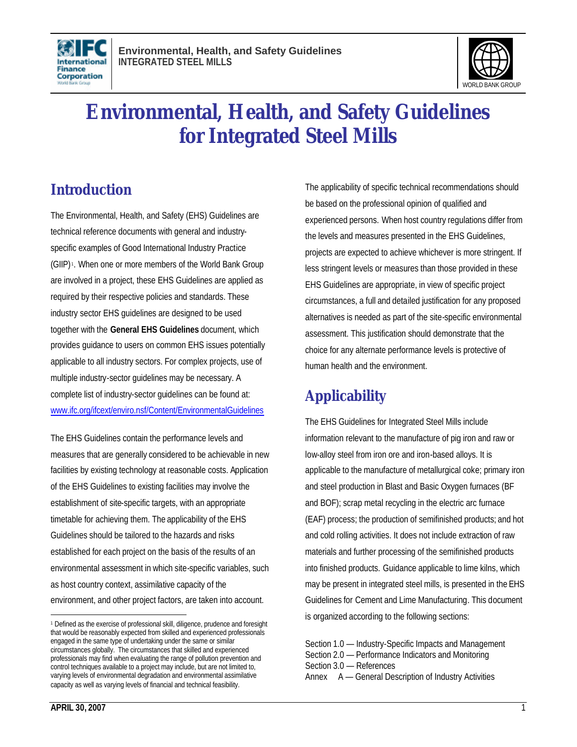# Environmental, Health, and Safety Guidelines for Integrated Steel Mills

## Introduction

The Environmental, Health, and Safety (EHS) Guidelines are technical reference documents with general and industry-specific examples of Good International Industry Practice (GIIP)[1]. When one or more members of the World Bank Group are involved in a project, these EHS Guidelines are applied as required by their respective policies and standards. These industry sector EHS guidelines are designed to be used together with the **General EHS Guidelines** document, which provides guidance to users on common EHS issues potentially applicable to all industry sectors. For complex projects, use of multiple industry-sector guidelines may be necessary. A complete list of industry-sector guidelines can be found at: www.ifc.org/ifcext/enviro.nsf/Content/EnvironmentalGuidelines

The EHS Guidelines contain the performance levels and measures that are generally considered to be achievable in new facilities by existing technology at reasonable costs. Application of the EHS Guidelines to existing facilities may involve the establishment of site-specific targets, with an appropriate timetable for achieving them. The applicability of the EHS Guidelines should be tailored to the hazards and risks established for each project on the basis of the results of an environmental assessment in which site-specific variables, such as host country context, assimilative capacity of the environment, and other project factors, are taken into account. The applicability of specific technical recommendations should be based on the professional opinion of qualified and experienced persons. When host country regulations differ from the levels and measures presented in the EHS Guidelines, projects are expected to achieve whichever is more stringent. If less stringent levels or measures than those provided in these EHS Guidelines are appropriate, in view of specific project circumstances, a full and detailed justification for any proposed alternatives is needed as part of the site-specific environmental assessment. This justification should demonstrate that the choice for any alternate performance levels is protective of human health and the environment.

## Applicability

The EHS Guidelines for Integrated Steel Mills include information relevant to the manufacture of pig iron and raw or low-alloy steel from iron ore and iron-based alloys. It is applicable to the manufacture of metallurgical coke; primary iron and steel production in Blast and Basic Oxygen furnaces (BF and BOF); scrap metal recycling in the electric arc furnace (EAF) process; the production of semifinished products; and hot and cold rolling activities. It does not include extraction of raw materials and further processing of the semifinished products into finished products. Guidance applicable to lime kilns, which may be present in integrated steel mills, is presented in the EHS Guidelines for Cement and Lime Manufacturing. This document is organized according to the following sections:

Section 1.0 — Industry-Specific Impacts and Management
Section 2.0 — Performance Indicators and Monitoring
Section 3.0 — References
Annex A — General Description of Industry Activities

[1] Defined as the exercise of professional skill, diligence, prudence and foresight that would be reasonably expected from skilled and experienced professionals engaged in the same type of undertaking under the same or similar circumstances globally. The circumstances that skilled and experienced professionals may find when evaluating the range of pollution prevention and control techniques available to a project may include, but are not limited to, varying levels of environmental degradation and environmental assimilative capacity as well as varying levels of financial and technical feasibility.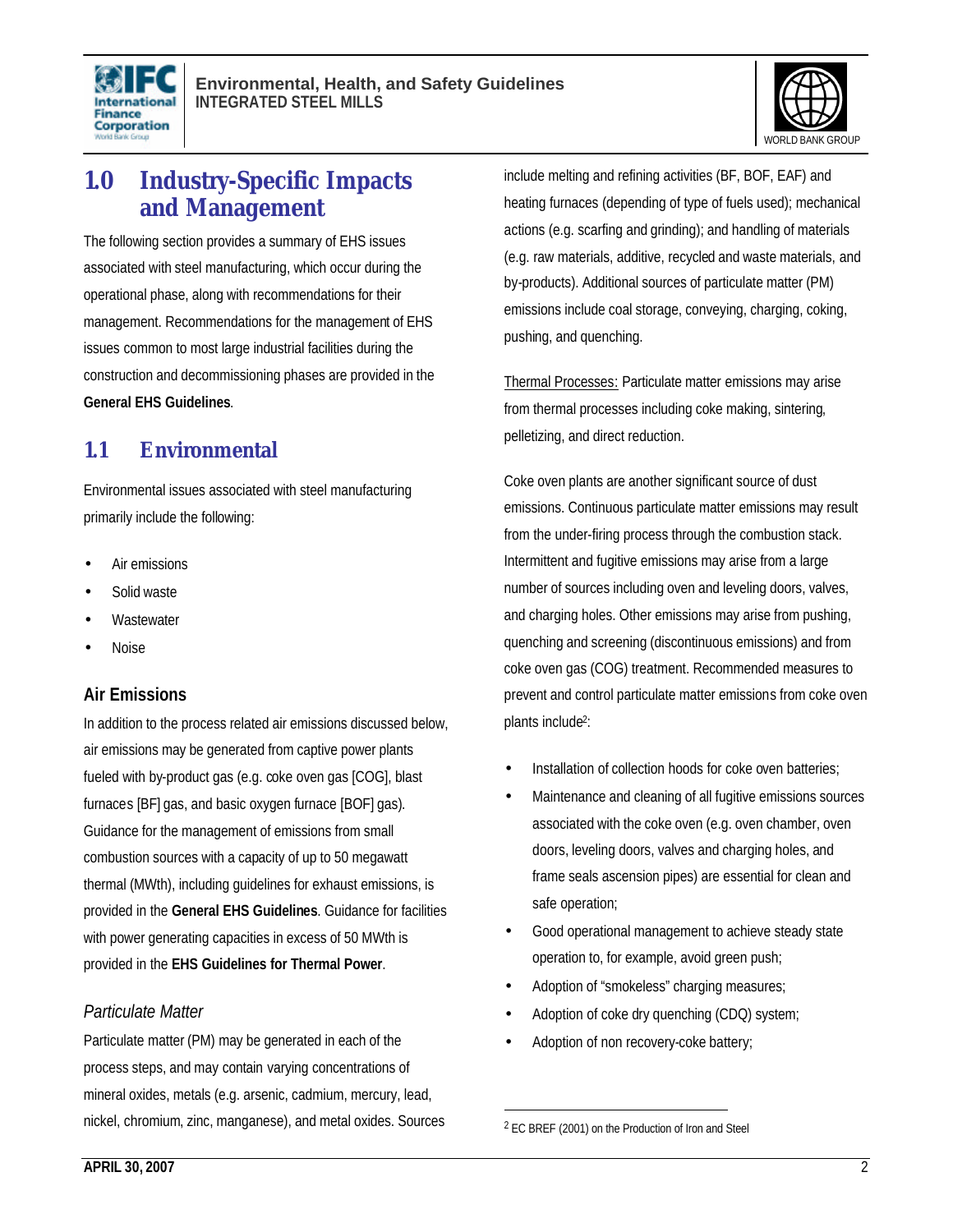# 1.0 Industry-Specific Impacts and Management

The following section provides a summary of EHS issues associated with steel manufacturing, which occur during the operational phase, along with recommendations for their management. Recommendations for the management of EHS issues common to most large industrial facilities during the construction and decommissioning phases are provided in the **General EHS Guidelines**.

## 1.1 Environmental

Environmental issues associated with steel manufacturing primarily include the following:

- Air emissions
- Solid waste
- Wastewater
- Noise

### Air Emissions

In addition to the process related air emissions discussed below, air emissions may be generated from captive power plants fueled with by-product gas (e.g. coke oven gas [COG], blast furnaces [BF] gas, and basic oxygen furnace [BOF] gas). Guidance for the management of emissions from small combustion sources with a capacity of up to 50 megawatt thermal (MWth), including guidelines for exhaust emissions, is provided in the **General EHS Guidelines**. Guidance for facilities with power generating capacities in excess of 50 MWth is provided in the **EHS Guidelines for Thermal Power**.

*Particulate Matter*

Particulate matter (PM) may be generated in each of the process steps, and may contain varying concentrations of mineral oxides, metals (e.g. arsenic, cadmium, mercury, lead, nickel, chromium, zinc, manganese), and metal oxides. Sources include melting and refining activities (BF, BOF, EAF) and heating furnaces (depending of type of fuels used); mechanical actions (e.g. scarfing and grinding); and handling of materials (e.g. raw materials, additive, recycled and waste materials, and by-products). Additional sources of particulate matter (PM) emissions include coal storage, conveying, charging, coking, pushing, and quenching.

Thermal Processes: Particulate matter emissions may arise from thermal processes including coke making, sintering, pelletizing, and direct reduction.

Coke oven plants are another significant source of dust emissions. Continuous particulate matter emissions may result from the under-firing process through the combustion stack. Intermittent and fugitive emissions may arise from a large number of sources including oven and leveling doors, valves, and charging holes. Other emissions may arise from pushing, quenching and screening (discontinuous emissions) and from coke oven gas (COG) treatment. Recommended measures to prevent and control particulate matter emissions from coke oven plants include[2]:

- Installation of collection hoods for coke oven batteries;
- Maintenance and cleaning of all fugitive emissions sources associated with the coke oven (e.g. oven chamber, oven doors, leveling doors, valves and charging holes, and frame seals ascension pipes) are essential for clean and safe operation;
- Good operational management to achieve steady state operation to, for example, avoid green push;
- Adoption of "smokeless" charging measures;
- Adoption of coke dry quenching (CDQ) system;
- Adoption of non recovery-coke battery;

[2] EC BREF (2001) on the Production of Iron and Steel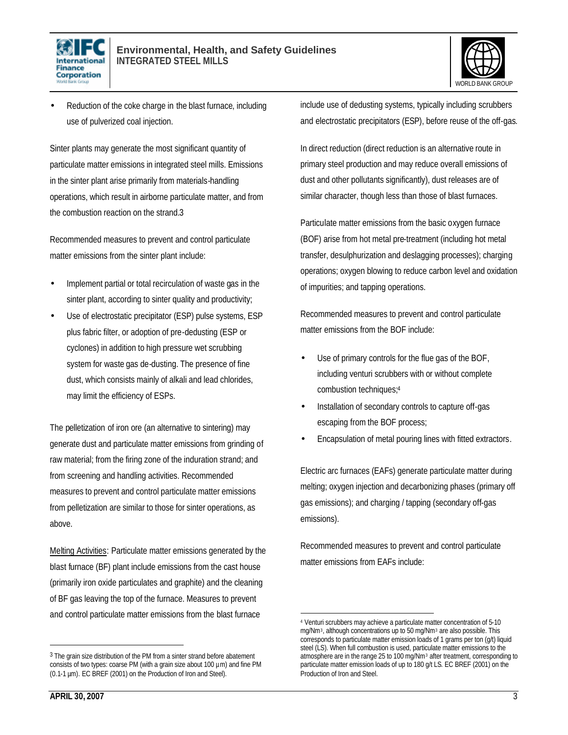- Reduction of the coke charge in the blast furnace, including use of pulverized coal injection.

Sinter plants may generate the most significant quantity of particulate matter emissions in integrated steel mills. Emissions in the sinter plant arise primarily from materials-handling operations, which result in airborne particulate matter, and from the combustion reaction on the strand.[3]

Recommended measures to prevent and control particulate matter emissions from the sinter plant include:

- Implement partial or total recirculation of waste gas in the sinter plant, according to sinter quality and productivity;
- Use of electrostatic precipitator (ESP) pulse systems, ESP plus fabric filter, or adoption of pre-dedusting (ESP or cyclones) in addition to high pressure wet scrubbing system for waste gas de-dusting. The presence of fine dust, which consists mainly of alkali and lead chlorides, may limit the efficiency of ESPs.

The pelletization of iron ore (an alternative to sintering) may generate dust and particulate matter emissions from grinding of raw material; from the firing zone of the induration strand; and from screening and handling activities. Recommended measures to prevent and control particulate matter emissions from pelletization are similar to those for sinter operations, as above.

Melting Activities: Particulate matter emissions generated by the blast furnace (BF) plant include emissions from the cast house (primarily iron oxide particulates and graphite) and the cleaning of BF gas leaving the top of the furnace. Measures to prevent and control particulate matter emissions from the blast furnace include use of dedusting systems, typically including scrubbers and electrostatic precipitators (ESP), before reuse of the off-gas.

In direct reduction (direct reduction is an alternative route in primary steel production and may reduce overall emissions of dust and other pollutants significantly), dust releases are of similar character, though less than those of blast furnaces.

Particulate matter emissions from the basic oxygen furnace (BOF) arise from hot metal pre-treatment (including hot metal transfer, desulphurization and deslagging processes); charging operations; oxygen blowing to reduce carbon level and oxidation of impurities; and tapping operations.

Recommended measures to prevent and control particulate matter emissions from the BOF include:

- Use of primary controls for the flue gas of the BOF, including venturi scrubbers with or without complete combustion techniques;[4]
- Installation of secondary controls to capture off-gas escaping from the BOF process;
- Encapsulation of metal pouring lines with fitted extractors.

Electric arc furnaces (EAFs) generate particulate matter during melting; oxygen injection and decarbonizing phases (primary off gas emissions); and charging / tapping (secondary off-gas emissions).

Recommended measures to prevent and control particulate matter emissions from EAFs include:

---

[3] The grain size distribution of the PM from a sinter strand before abatement consists of two types: coarse PM (with a grain size about 100 µm) and fine PM (0.1-1 µm). EC BREF (2001) on the Production of Iron and Steel).

[4] Venturi scrubbers may achieve a particulate matter concentration of 5-10 mg/Nm$^3$, although concentrations up to 50 mg/Nm$^3$ are also possible. This corresponds to particulate matter emission loads of 1 grams per ton (g/t) liquid steel (LS). When full combustion is used, particulate matter emissions to the atmosphere are in the range 25 to 100 mg/Nm$^3$ after treatment, corresponding to particulate matter emission loads of up to 180 g/t LS. EC BREF (2001) on the Production of Iron and Steel.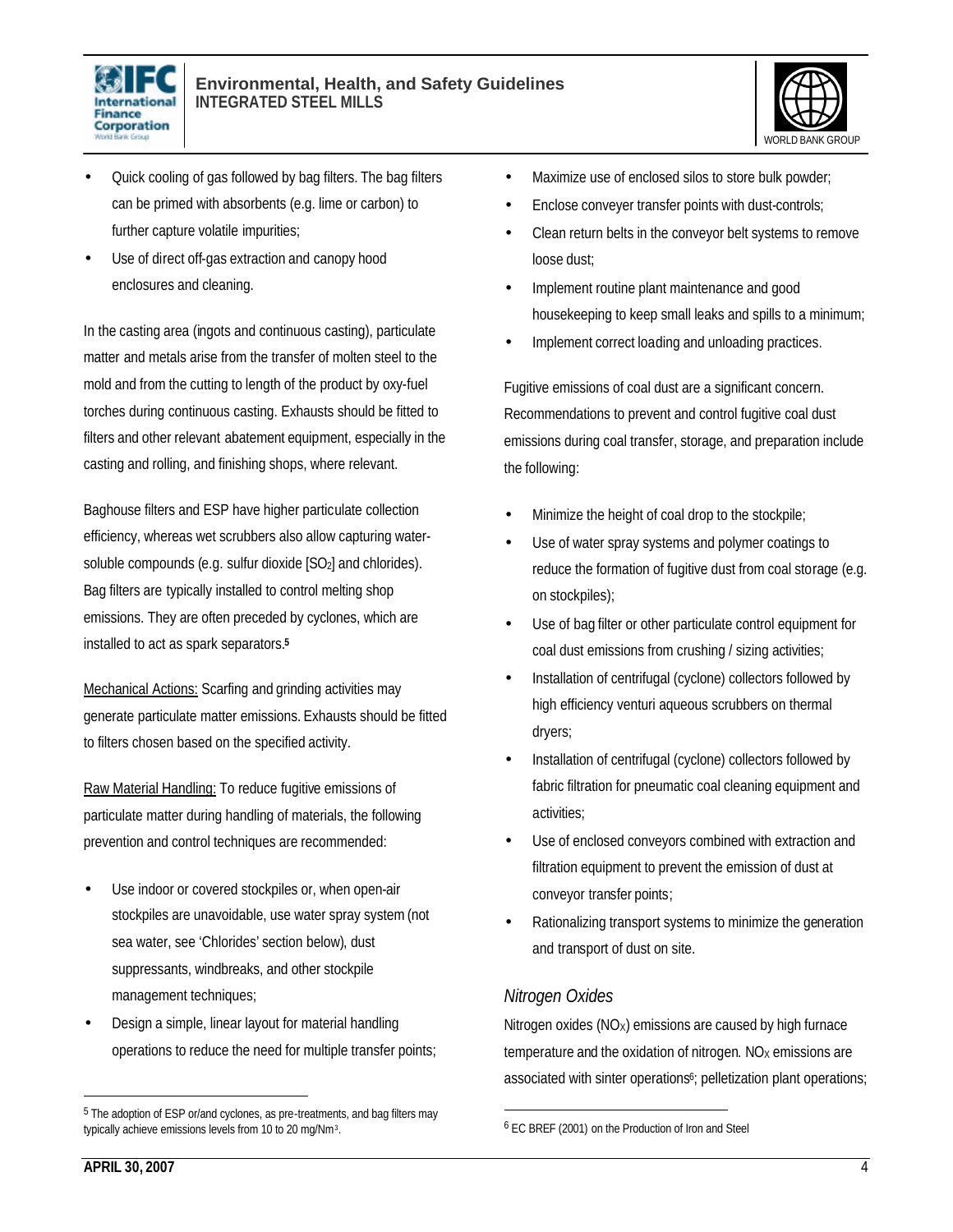- Quick cooling of gas followed by bag filters. The bag filters can be primed with absorbents (e.g. lime or carbon) to further capture volatile impurities;
- Use of direct off-gas extraction and canopy hood enclosures and cleaning.

In the casting area (ingots and continuous casting), particulate matter and metals arise from the transfer of molten steel to the mold and from the cutting to length of the product by oxy-fuel torches during continuous casting. Exhausts should be fitted to filters and other relevant abatement equipment, especially in the casting and rolling, and finishing shops, where relevant.

Baghouse filters and ESP have higher particulate collection efficiency, whereas wet scrubbers also allow capturing water-soluble compounds (e.g. sulfur dioxide [$SO_2$] and chlorides). Bag filters are typically installed to control melting shop emissions. They are often preceded by cyclones, which are installed to act as spark separators.[5]

Mechanical Actions: Scarfing and grinding activities may generate particulate matter emissions. Exhausts should be fitted to filters chosen based on the specified activity.

Raw Material Handling: To reduce fugitive emissions of particulate matter during handling of materials, the following prevention and control techniques are recommended:

- Use indoor or covered stockpiles or, when open-air stockpiles are unavoidable, use water spray system (not sea water, see 'Chlorides' section below), dust suppressants, windbreaks, and other stockpile management techniques;
- Design a simple, linear layout for material handling operations to reduce the need for multiple transfer points;
- Maximize use of enclosed silos to store bulk powder;
- Enclose conveyer transfer points with dust-controls;
- Clean return belts in the conveyor belt systems to remove loose dust;
- Implement routine plant maintenance and good housekeeping to keep small leaks and spills to a minimum;
- Implement correct loading and unloading practices.

Fugitive emissions of coal dust are a significant concern. Recommendations to prevent and control fugitive coal dust emissions during coal transfer, storage, and preparation include the following:

- Minimize the height of coal drop to the stockpile;
- Use of water spray systems and polymer coatings to reduce the formation of fugitive dust from coal storage (e.g. on stockpiles);
- Use of bag filter or other particulate control equipment for coal dust emissions from crushing / sizing activities;
- Installation of centrifugal (cyclone) collectors followed by high efficiency venturi aqueous scrubbers on thermal dryers;
- Installation of centrifugal (cyclone) collectors followed by fabric filtration for pneumatic coal cleaning equipment and activities;
- Use of enclosed conveyors combined with extraction and filtration equipment to prevent the emission of dust at conveyor transfer points;
- Rationalizing transport systems to minimize the generation and transport of dust on site.

### *Nitrogen Oxides*

Nitrogen oxides ($NO_X$) emissions are caused by high furnace temperature and the oxidation of nitrogen. $NO_X$ emissions are associated with sinter operations[6]; pelletization plant operations;

---

[5] The adoption of ESP or/and cyclones, as pre-treatments, and bag filters may typically achieve emissions levels from 10 to 20 mg/Nm$^3$.

[6] EC BREF (2001) on the Production of Iron and Steel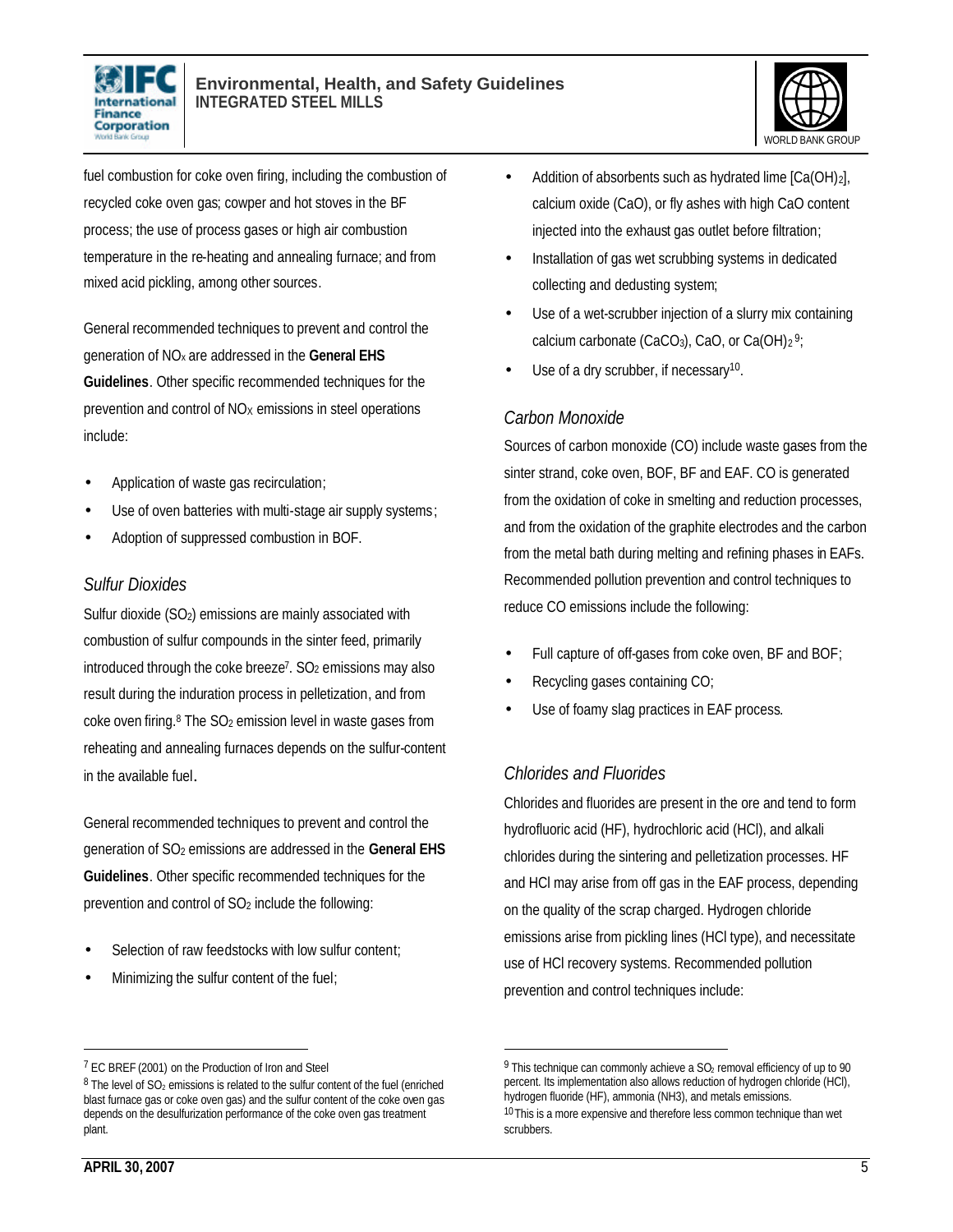fuel combustion for coke oven firing, including the combustion of recycled coke oven gas; cowper and hot stoves in the BF process; the use of process gases or high air combustion temperature in the re-heating and annealing furnace; and from mixed acid pickling, among other sources.

General recommended techniques to prevent and control the generation of $NO_x$ are addressed in the **General EHS Guidelines**. Other specific recommended techniques for the prevention and control of $NO_X$ emissions in steel operations include:

- Application of waste gas recirculation;
- Use of oven batteries with multi-stage air supply systems;
- Adoption of suppressed combustion in BOF.

### *Sulfur Dioxides*

Sulfur dioxide ($SO_2$) emissions are mainly associated with combustion of sulfur compounds in the sinter feed, primarily introduced through the coke breeze[7]. $SO_2$ emissions may also result during the induration process in pelletization, and from coke oven firing.[8] The $SO_2$ emission level in waste gases from reheating and annealing furnaces depends on the sulfur-content in the available fuel.

General recommended techniques to prevent and control the generation of $SO_2$ emissions are addressed in the **General EHS Guidelines**. Other specific recommended techniques for the prevention and control of $SO_2$ include the following:

- Selection of raw feedstocks with low sulfur content;
- Minimizing the sulfur content of the fuel;
- Addition of absorbents such as hydrated lime [$Ca(OH)_2$], calcium oxide (CaO), or fly ashes with high CaO content injected into the exhaust gas outlet before filtration;
- Installation of gas wet scrubbing systems in dedicated collecting and dedusting system;
- Use of a wet-scrubber injection of a slurry mix containing calcium carbonate ($CaCO_3$), CaO, or $Ca(OH)_2$[9];
- Use of a dry scrubber, if necessary[10].

### *Carbon Monoxide*

Sources of carbon monoxide (CO) include waste gases from the sinter strand, coke oven, BOF, BF and EAF. CO is generated from the oxidation of coke in smelting and reduction processes, and from the oxidation of the graphite electrodes and the carbon from the metal bath during melting and refining phases in EAFs. Recommended pollution prevention and control techniques to reduce CO emissions include the following:

- Full capture of off-gases from coke oven, BF and BOF;
- Recycling gases containing CO;
- Use of foamy slag practices in EAF process.

### *Chlorides and Fluorides*

Chlorides and fluorides are present in the ore and tend to form hydrofluoric acid (HF), hydrochloric acid (HCl), and alkali chlorides during the sintering and pelletization processes. HF and HCl may arise from off gas in the EAF process, depending on the quality of the scrap charged. Hydrogen chloride emissions arise from pickling lines (HCl type), and necessitate use of HCl recovery systems. Recommended pollution prevention and control techniques include:

---

[7] EC BREF (2001) on the Production of Iron and Steel

[8] The level of $SO_2$ emissions is related to the sulfur content of the fuel (enriched blast furnace gas or coke oven gas) and the sulfur content of the coke oven gas depends on the desulfurization performance of the coke oven gas treatment plant.

[9] This technique can commonly achieve a $SO_2$ removal efficiency of up to 90 percent. Its implementation also allows reduction of hydrogen chloride (HCl), hydrogen fluoride (HF), ammonia (NH3), and metals emissions.

[10] This is a more expensive and therefore less common technique than wet scrubbers.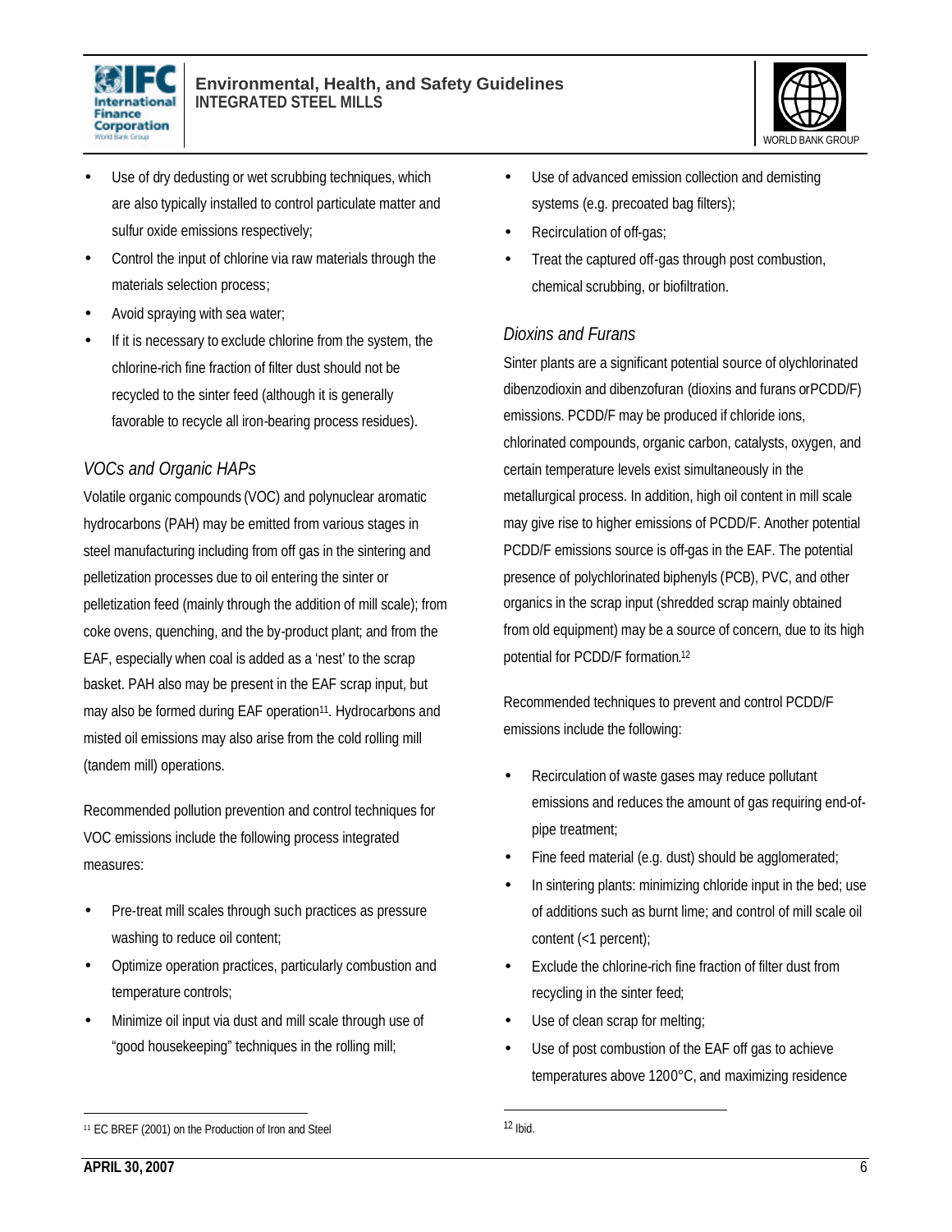- Use of dry dedusting or wet scrubbing techniques, which are also typically installed to control particulate matter and sulfur oxide emissions respectively;
- Control the input of chlorine via raw materials through the materials selection process;
- Avoid spraying with sea water;
- If it is necessary to exclude chlorine from the system, the chlorine-rich fine fraction of filter dust should not be recycled to the sinter feed (although it is generally favorable to recycle all iron-bearing process residues).

### *VOCs and Organic HAPs*

Volatile organic compounds (VOC) and polynuclear aromatic hydrocarbons (PAH) may be emitted from various stages in steel manufacturing including from off gas in the sintering and pelletization processes due to oil entering the sinter or pelletization feed (mainly through the addition of mill scale); from coke ovens, quenching, and the by-product plant; and from the EAF, especially when coal is added as a 'nest' to the scrap basket. PAH also may be present in the EAF scrap input, but may also be formed during EAF operation[11]. Hydrocarbons and misted oil emissions may also arise from the cold rolling mill (tandem mill) operations.

Recommended pollution prevention and control techniques for VOC emissions include the following process integrated measures:

- Pre-treat mill scales through such practices as pressure washing to reduce oil content;
- Optimize operation practices, particularly combustion and temperature controls;
- Minimize oil input via dust and mill scale through use of "good housekeeping" techniques in the rolling mill;
- Use of advanced emission collection and demisting systems (e.g. precoated bag filters);
- Recirculation of off-gas;
- Treat the captured off-gas through post combustion, chemical scrubbing, or biofiltration.

### *Dioxins and Furans*

Sinter plants are a significant potential source of olychlorinated dibenzodioxin and dibenzofuran (dioxins and furans orPCDD/F) emissions. PCDD/F may be produced if chloride ions, chlorinated compounds, organic carbon, catalysts, oxygen, and certain temperature levels exist simultaneously in the metallurgical process. In addition, high oil content in mill scale may give rise to higher emissions of PCDD/F. Another potential PCDD/F emissions source is off-gas in the EAF. The potential presence of polychlorinated biphenyls (PCB), PVC, and other organics in the scrap input (shredded scrap mainly obtained from old equipment) may be a source of concern, due to its high potential for PCDD/F formation.[12]

Recommended techniques to prevent and control PCDD/F emissions include the following:

- Recirculation of waste gases may reduce pollutant emissions and reduces the amount of gas requiring end-of-pipe treatment;
- Fine feed material (e.g. dust) should be agglomerated;
- In sintering plants: minimizing chloride input in the bed; use of additions such as burnt lime; and control of mill scale oil content (<1 percent);
- Exclude the chlorine-rich fine fraction of filter dust from recycling in the sinter feed;
- Use of clean scrap for melting;
- Use of post combustion of the EAF off gas to achieve temperatures above 1200°C, and maximizing residence

---

[11] EC BREF (2001) on the Production of Iron and Steel

[12] Ibid.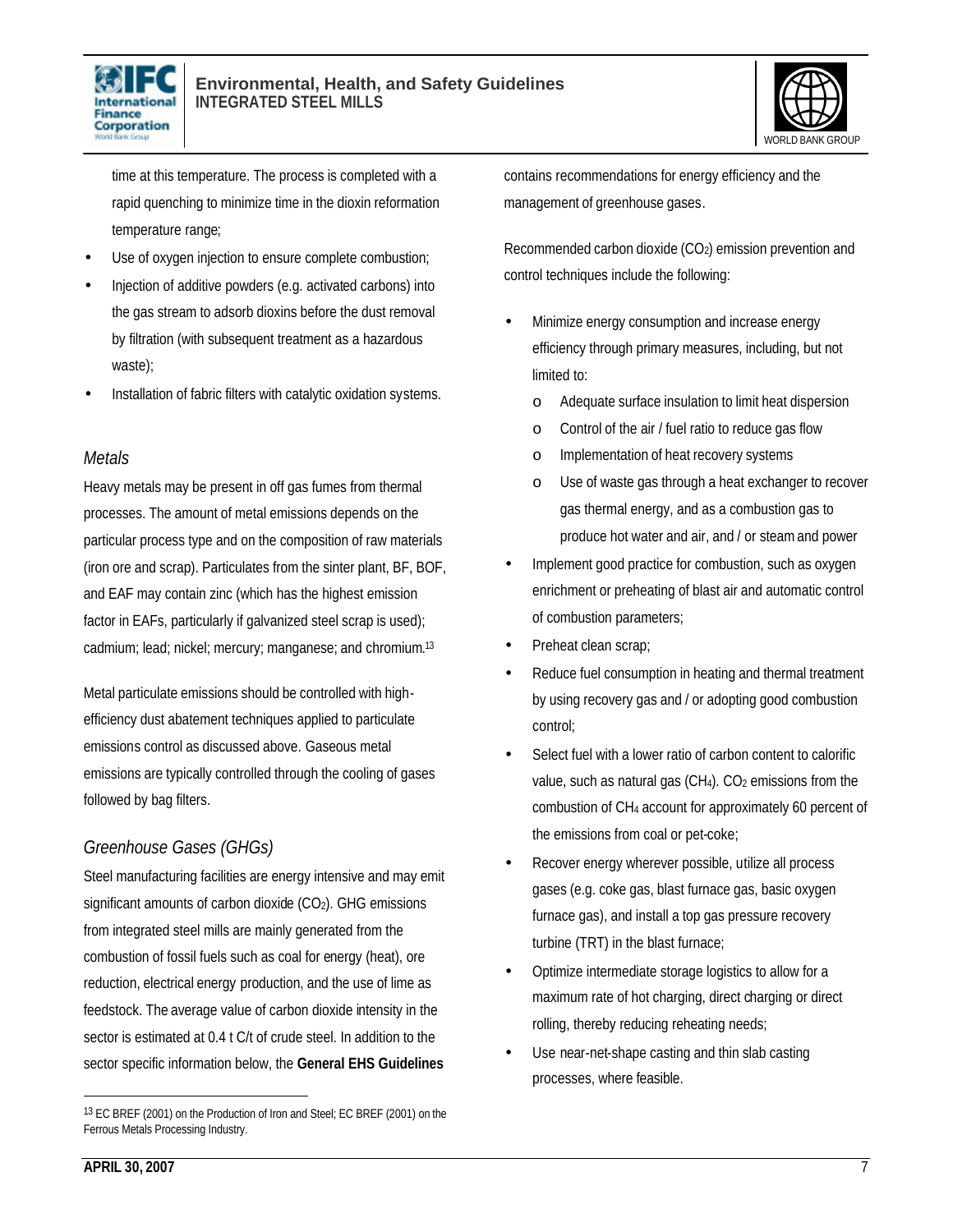time at this temperature. The process is completed with a rapid quenching to minimize time in the dioxin reformation temperature range;

- Use of oxygen injection to ensure complete combustion;
- Injection of additive powders (e.g. activated carbons) into the gas stream to adsorb dioxins before the dust removal by filtration (with subsequent treatment as a hazardous waste);
- Installation of fabric filters with catalytic oxidation systems.

### *Metals*

Heavy metals may be present in off gas fumes from thermal processes. The amount of metal emissions depends on the particular process type and on the composition of raw materials (iron ore and scrap). Particulates from the sinter plant, BF, BOF, and EAF may contain zinc (which has the highest emission factor in EAFs, particularly if galvanized steel scrap is used); cadmium; lead; nickel; mercury; manganese; and chromium.[13]

Metal particulate emissions should be controlled with high-efficiency dust abatement techniques applied to particulate emissions control as discussed above. Gaseous metal emissions are typically controlled through the cooling of gases followed by bag filters.

### *Greenhouse Gases (GHGs)*

Steel manufacturing facilities are energy intensive and may emit significant amounts of carbon dioxide ($CO_2$). GHG emissions from integrated steel mills are mainly generated from the combustion of fossil fuels such as coal for energy (heat), ore reduction, electrical energy production, and the use of lime as feedstock. The average value of carbon dioxide intensity in the sector is estimated at 0.4 t C/t of crude steel. In addition to the sector specific information below, the **General EHS Guidelines** contains recommendations for energy efficiency and the management of greenhouse gases.

Recommended carbon dioxide ($CO_2$) emission prevention and control techniques include the following:

- Minimize energy consumption and increase energy efficiency through primary measures, including, but not limited to:
  - Adequate surface insulation to limit heat dispersion
  - Control of the air / fuel ratio to reduce gas flow
  - Implementation of heat recovery systems
  - Use of waste gas through a heat exchanger to recover gas thermal energy, and as a combustion gas to produce hot water and air, and / or steam and power
- Implement good practice for combustion, such as oxygen enrichment or preheating of blast air and automatic control of combustion parameters;
- Preheat clean scrap;
- Reduce fuel consumption in heating and thermal treatment by using recovery gas and / or adopting good combustion control;
- Select fuel with a lower ratio of carbon content to calorific value, such as natural gas ($CH_4$). $CO_2$ emissions from the combustion of $CH_4$ account for approximately 60 percent of the emissions from coal or pet-coke;
- Recover energy wherever possible, utilize all process gases (e.g. coke gas, blast furnace gas, basic oxygen furnace gas), and install a top gas pressure recovery turbine (TRT) in the blast furnace;
- Optimize intermediate storage logistics to allow for a maximum rate of hot charging, direct charging or direct rolling, thereby reducing reheating needs;
- Use near-net-shape casting and thin slab casting processes, where feasible.

---

[13] EC BREF (2001) on the Production of Iron and Steel; EC BREF (2001) on the Ferrous Metals Processing Industry.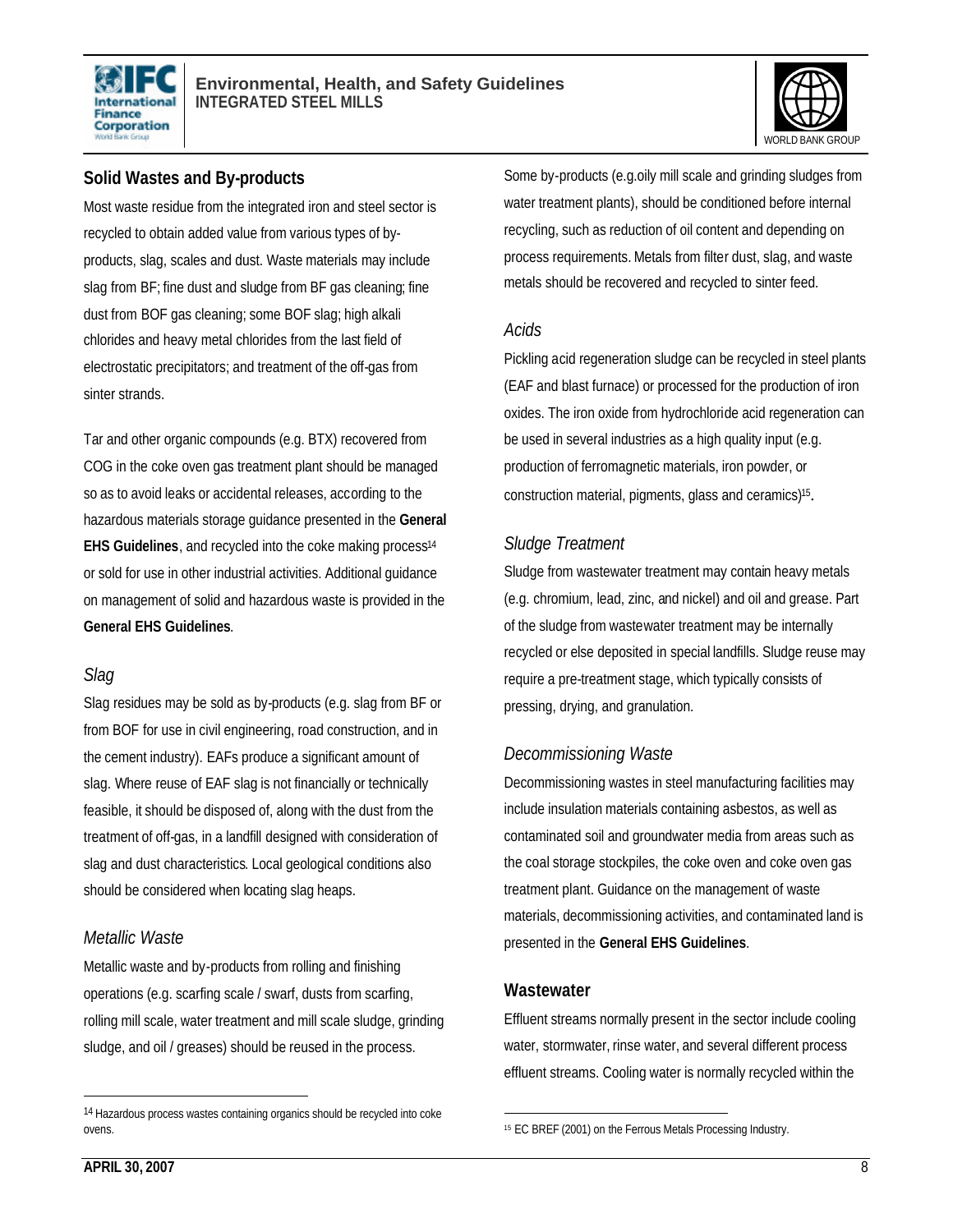## Solid Wastes and By-products

Most waste residue from the integrated iron and steel sector is recycled to obtain added value from various types of by-products, slag, scales and dust. Waste materials may include slag from BF; fine dust and sludge from BF gas cleaning; fine dust from BOF gas cleaning; some BOF slag; high alkali chlorides and heavy metal chlorides from the last field of electrostatic precipitators; and treatment of the off-gas from sinter strands.

Tar and other organic compounds (e.g. BTX) recovered from COG in the coke oven gas treatment plant should be managed so as to avoid leaks or accidental releases, according to the hazardous materials storage guidance presented in the **General EHS Guidelines**, and recycled into the coke making process[14] or sold for use in other industrial activities. Additional guidance on management of solid and hazardous waste is provided in the **General EHS Guidelines**.

### *Slag*

Slag residues may be sold as by-products (e.g. slag from BF or from BOF for use in civil engineering, road construction, and in the cement industry). EAFs produce a significant amount of slag. Where reuse of EAF slag is not financially or technically feasible, it should be disposed of, along with the dust from the treatment of off-gas, in a landfill designed with consideration of slag and dust characteristics. Local geological conditions also should be considered when locating slag heaps.

### *Metallic Waste*

Metallic waste and by-products from rolling and finishing operations (e.g. scarfing scale / swarf, dusts from scarfing, rolling mill scale, water treatment and mill scale sludge, grinding sludge, and oil / greases) should be reused in the process.

Some by-products (e.g.oily mill scale and grinding sludges from water treatment plants), should be conditioned before internal recycling, such as reduction of oil content and depending on process requirements. Metals from filter dust, slag, and waste metals should be recovered and recycled to sinter feed.

### *Acids*

Pickling acid regeneration sludge can be recycled in steel plants (EAF and blast furnace) or processed for the production of iron oxides. The iron oxide from hydrochloride acid regeneration can be used in several industries as a high quality input (e.g. production of ferromagnetic materials, iron powder, or construction material, pigments, glass and ceramics)[15].

### *Sludge Treatment*

Sludge from wastewater treatment may contain heavy metals (e.g. chromium, lead, zinc, and nickel) and oil and grease. Part of the sludge from wastewater treatment may be internally recycled or else deposited in special landfills. Sludge reuse may require a pre-treatment stage, which typically consists of pressing, drying, and granulation.

### *Decommissioning Waste*

Decommissioning wastes in steel manufacturing facilities may include insulation materials containing asbestos, as well as contaminated soil and groundwater media from areas such as the coal storage stockpiles, the coke oven and coke oven gas treatment plant. Guidance on the management of waste materials, decommissioning activities, and contaminated land is presented in the **General EHS Guidelines**.

## Wastewater

Effluent streams normally present in the sector include cooling water, stormwater, rinse water, and several different process effluent streams. Cooling water is normally recycled within the

---

[14] Hazardous process wastes containing organics should be recycled into coke ovens.

[15] EC BREF (2001) on the Ferrous Metals Processing Industry.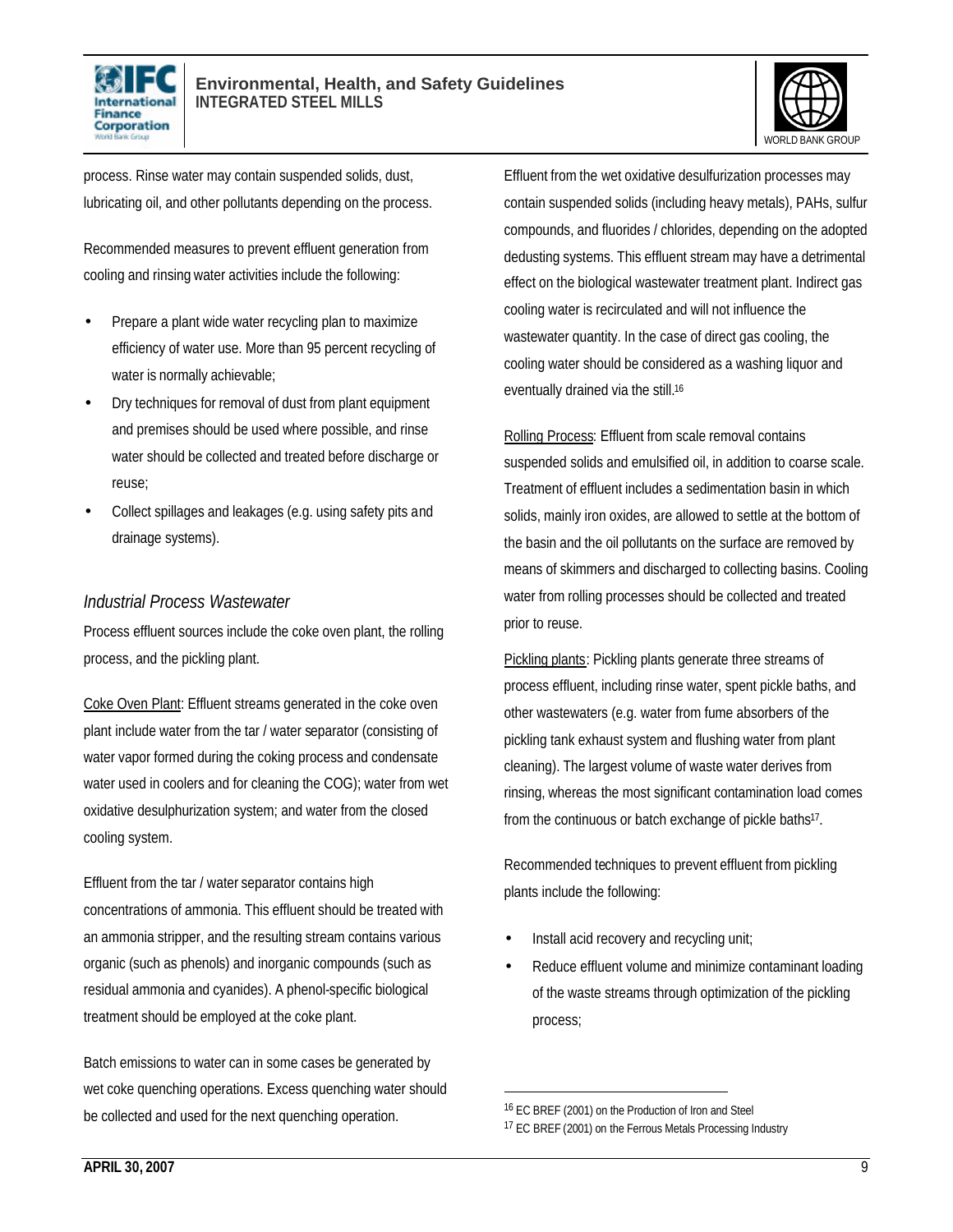process. Rinse water may contain suspended solids, dust, lubricating oil, and other pollutants depending on the process.

Recommended measures to prevent effluent generation from cooling and rinsing water activities include the following:

- Prepare a plant wide water recycling plan to maximize efficiency of water use. More than 95 percent recycling of water is normally achievable;
- Dry techniques for removal of dust from plant equipment and premises should be used where possible, and rinse water should be collected and treated before discharge or reuse;
- Collect spillages and leakages (e.g. using safety pits and drainage systems).

### *Industrial Process Wastewater*

Process effluent sources include the coke oven plant, the rolling process, and the pickling plant.

<u>Coke Oven Plant</u>: Effluent streams generated in the coke oven plant include water from the tar / water separator (consisting of water vapor formed during the coking process and condensate water used in coolers and for cleaning the COG); water from wet oxidative desulphurization system; and water from the closed cooling system.

Effluent from the tar / water separator contains high concentrations of ammonia. This effluent should be treated with an ammonia stripper, and the resulting stream contains various organic (such as phenols) and inorganic compounds (such as residual ammonia and cyanides). A phenol-specific biological treatment should be employed at the coke plant.

Batch emissions to water can in some cases be generated by wet coke quenching operations. Excess quenching water should be collected and used for the next quenching operation.

Effluent from the wet oxidative desulfurization processes may contain suspended solids (including heavy metals), PAHs, sulfur compounds, and fluorides / chlorides, depending on the adopted dedusting systems. This effluent stream may have a detrimental effect on the biological wastewater treatment plant. Indirect gas cooling water is recirculated and will not influence the wastewater quantity. In the case of direct gas cooling, the cooling water should be considered as a washing liquor and eventually drained via the still.[16]

<u>Rolling Process</u>: Effluent from scale removal contains suspended solids and emulsified oil, in addition to coarse scale. Treatment of effluent includes a sedimentation basin in which solids, mainly iron oxides, are allowed to settle at the bottom of the basin and the oil pollutants on the surface are removed by means of skimmers and discharged to collecting basins. Cooling water from rolling processes should be collected and treated prior to reuse.

<u>Pickling plants</u>: Pickling plants generate three streams of process effluent, including rinse water, spent pickle baths, and other wastewaters (e.g. water from fume absorbers of the pickling tank exhaust system and flushing water from plant cleaning). The largest volume of waste water derives from rinsing, whereas the most significant contamination load comes from the continuous or batch exchange of pickle baths[17].

Recommended techniques to prevent effluent from pickling plants include the following:

- Install acid recovery and recycling unit;
- Reduce effluent volume and minimize contaminant loading of the waste streams through optimization of the pickling process;

[16] EC BREF (2001) on the Production of Iron and Steel

[17] EC BREF (2001) on the Ferrous Metals Processing Industry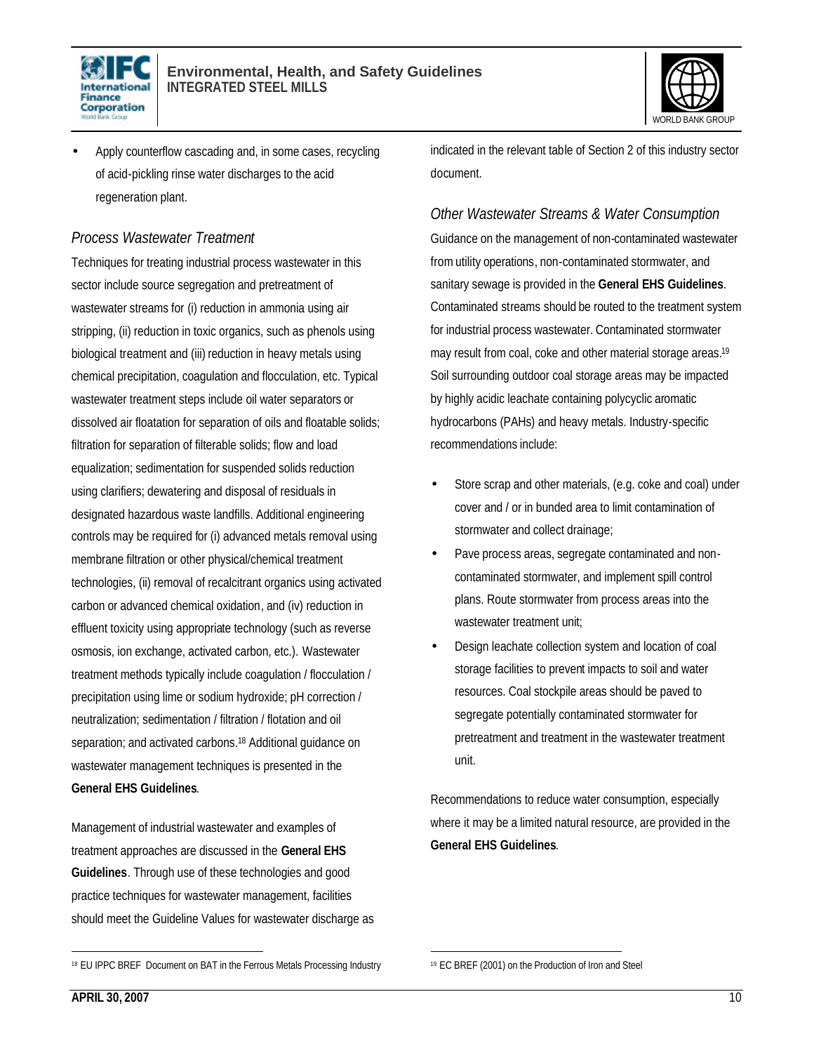- Apply counterflow cascading and, in some cases, recycling of acid-pickling rinse water discharges to the acid regeneration plant.

### *Process Wastewater Treatment*

Techniques for treating industrial process wastewater in this sector include source segregation and pretreatment of wastewater streams for (i) reduction in ammonia using air stripping, (ii) reduction in toxic organics, such as phenols using biological treatment and (iii) reduction in heavy metals using chemical precipitation, coagulation and flocculation, etc. Typical wastewater treatment steps include oil water separators or dissolved air floatation for separation of oils and floatable solids; filtration for separation of filterable solids; flow and load equalization; sedimentation for suspended solids reduction using clarifiers; dewatering and disposal of residuals in designated hazardous waste landfills. Additional engineering controls may be required for (i) advanced metals removal using membrane filtration or other physical/chemical treatment technologies, (ii) removal of recalcitrant organics using activated carbon or advanced chemical oxidation, and (iv) reduction in effluent toxicity using appropriate technology (such as reverse osmosis, ion exchange, activated carbon, etc.). Wastewater treatment methods typically include coagulation / flocculation / precipitation using lime or sodium hydroxide; pH correction / neutralization; sedimentation / filtration / flotation and oil separation; and activated carbons.[18] Additional guidance on wastewater management techniques is presented in the **General EHS Guidelines**.

Management of industrial wastewater and examples of treatment approaches are discussed in the **General EHS Guidelines**. Through use of these technologies and good practice techniques for wastewater management, facilities should meet the Guideline Values for wastewater discharge as indicated in the relevant table of Section 2 of this industry sector document.

### *Other Wastewater Streams & Water Consumption*

Guidance on the management of non-contaminated wastewater from utility operations, non-contaminated stormwater, and sanitary sewage is provided in the **General EHS Guidelines**. Contaminated streams should be routed to the treatment system for industrial process wastewater. Contaminated stormwater may result from coal, coke and other material storage areas.[19] Soil surrounding outdoor coal storage areas may be impacted by highly acidic leachate containing polycyclic aromatic hydrocarbons (PAHs) and heavy metals. Industry-specific recommendations include:

- Store scrap and other materials, (e.g. coke and coal) under cover and / or in bunded area to limit contamination of stormwater and collect drainage;
- Pave process areas, segregate contaminated and non-contaminated stormwater, and implement spill control plans. Route stormwater from process areas into the wastewater treatment unit;
- Design leachate collection system and location of coal storage facilities to prevent impacts to soil and water resources. Coal stockpile areas should be paved to segregate potentially contaminated stormwater for pretreatment and treatment in the wastewater treatment unit.

Recommendations to reduce water consumption, especially where it may be a limited natural resource, are provided in the **General EHS Guidelines**.

---

[18] EU IPPC BREF Document on BAT in the Ferrous Metals Processing Industry

[19] EC BREF (2001) on the Production of Iron and Steel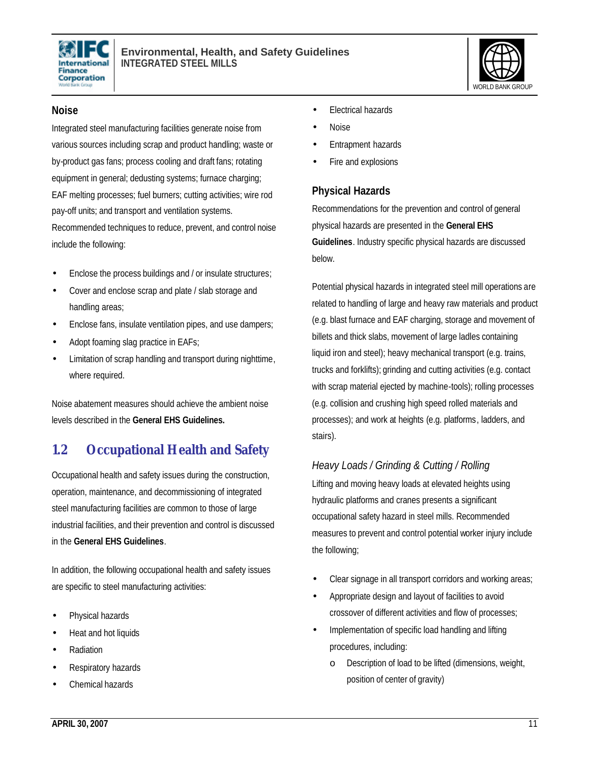### Noise

Integrated steel manufacturing facilities generate noise from various sources including scrap and product handling; waste or by-product gas fans; process cooling and draft fans; rotating equipment in general; dedusting systems; furnace charging; EAF melting processes; fuel burners; cutting activities; wire rod pay-off units; and transport and ventilation systems. Recommended techniques to reduce, prevent, and control noise include the following:

- Enclose the process buildings and / or insulate structures;
- Cover and enclose scrap and plate / slab storage and handling areas;
- Enclose fans, insulate ventilation pipes, and use dampers;
- Adopt foaming slag practice in EAFs;
- Limitation of scrap handling and transport during nighttime, where required.

Noise abatement measures should achieve the ambient noise levels described in the **General EHS Guidelines.**

## 1.2 Occupational Health and Safety

Occupational health and safety issues during the construction, operation, maintenance, and decommissioning of integrated steel manufacturing facilities are common to those of large industrial facilities, and their prevention and control is discussed in the **General EHS Guidelines**.

In addition, the following occupational health and safety issues are specific to steel manufacturing activities:

- Physical hazards
- Heat and hot liquids
- Radiation
- Respiratory hazards
- Chemical hazards
- Electrical hazards
- Noise
- Entrapment hazards
- Fire and explosions

### Physical Hazards

Recommendations for the prevention and control of general physical hazards are presented in the **General EHS Guidelines**. Industry specific physical hazards are discussed below.

Potential physical hazards in integrated steel mill operations are related to handling of large and heavy raw materials and product (e.g. blast furnace and EAF charging, storage and movement of billets and thick slabs, movement of large ladles containing liquid iron and steel); heavy mechanical transport (e.g. trains, trucks and forklifts); grinding and cutting activities (e.g. contact with scrap material ejected by machine-tools); rolling processes (e.g. collision and crushing high speed rolled materials and processes); and work at heights (e.g. platforms, ladders, and stairs).

#### *Heavy Loads / Grinding & Cutting / Rolling*

Lifting and moving heavy loads at elevated heights using hydraulic platforms and cranes presents a significant occupational safety hazard in steel mills. Recommended measures to prevent and control potential worker injury include the following;

- Clear signage in all transport corridors and working areas;
- Appropriate design and layout of facilities to avoid crossover of different activities and flow of processes;
- Implementation of specific load handling and lifting procedures, including:
    - Description of load to be lifted (dimensions, weight, position of center of gravity)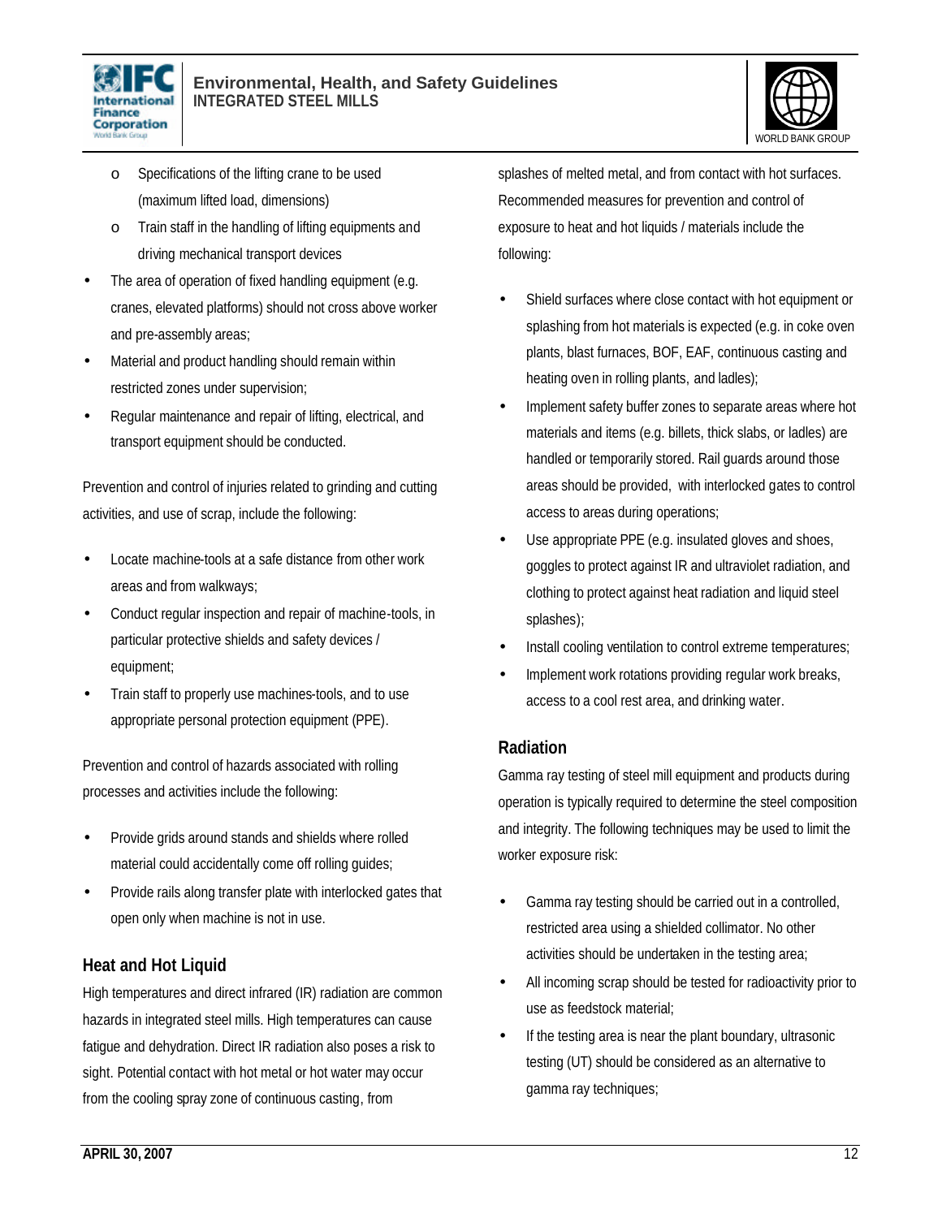- Specifications of the lifting crane to be used (maximum lifted load, dimensions)
  - Train staff in the handling of lifting equipments and driving mechanical transport devices
- The area of operation of fixed handling equipment (e.g. cranes, elevated platforms) should not cross above worker and pre-assembly areas;
- Material and product handling should remain within restricted zones under supervision;
- Regular maintenance and repair of lifting, electrical, and transport equipment should be conducted.

Prevention and control of injuries related to grinding and cutting activities, and use of scrap, include the following:

- Locate machine-tools at a safe distance from other work areas and from walkways;
- Conduct regular inspection and repair of machine-tools, in particular protective shields and safety devices / equipment;
- Train staff to properly use machines-tools, and to use appropriate personal protection equipment (PPE).

Prevention and control of hazards associated with rolling processes and activities include the following:

- Provide grids around stands and shields where rolled material could accidentally come off rolling guides;
- Provide rails along transfer plate with interlocked gates that open only when machine is not in use.

### Heat and Hot Liquid

High temperatures and direct infrared (IR) radiation are common hazards in integrated steel mills. High temperatures can cause fatigue and dehydration. Direct IR radiation also poses a risk to sight. Potential contact with hot metal or hot water may occur from the cooling spray zone of continuous casting, from splashes of melted metal, and from contact with hot surfaces. Recommended measures for prevention and control of exposure to heat and hot liquids / materials include the following:

- Shield surfaces where close contact with hot equipment or splashing from hot materials is expected (e.g. in coke oven plants, blast furnaces, BOF, EAF, continuous casting and heating oven in rolling plants, and ladles);
- Implement safety buffer zones to separate areas where hot materials and items (e.g. billets, thick slabs, or ladles) are handled or temporarily stored. Rail guards around those areas should be provided, with interlocked gates to control access to areas during operations;
- Use appropriate PPE (e.g. insulated gloves and shoes, goggles to protect against IR and ultraviolet radiation, and clothing to protect against heat radiation and liquid steel splashes);
- Install cooling ventilation to control extreme temperatures;
- Implement work rotations providing regular work breaks, access to a cool rest area, and drinking water.

### Radiation

Gamma ray testing of steel mill equipment and products during operation is typically required to determine the steel composition and integrity. The following techniques may be used to limit the worker exposure risk:

- Gamma ray testing should be carried out in a controlled, restricted area using a shielded collimator. No other activities should be undertaken in the testing area;
- All incoming scrap should be tested for radioactivity prior to use as feedstock material;
- If the testing area is near the plant boundary, ultrasonic testing (UT) should be considered as an alternative to gamma ray techniques;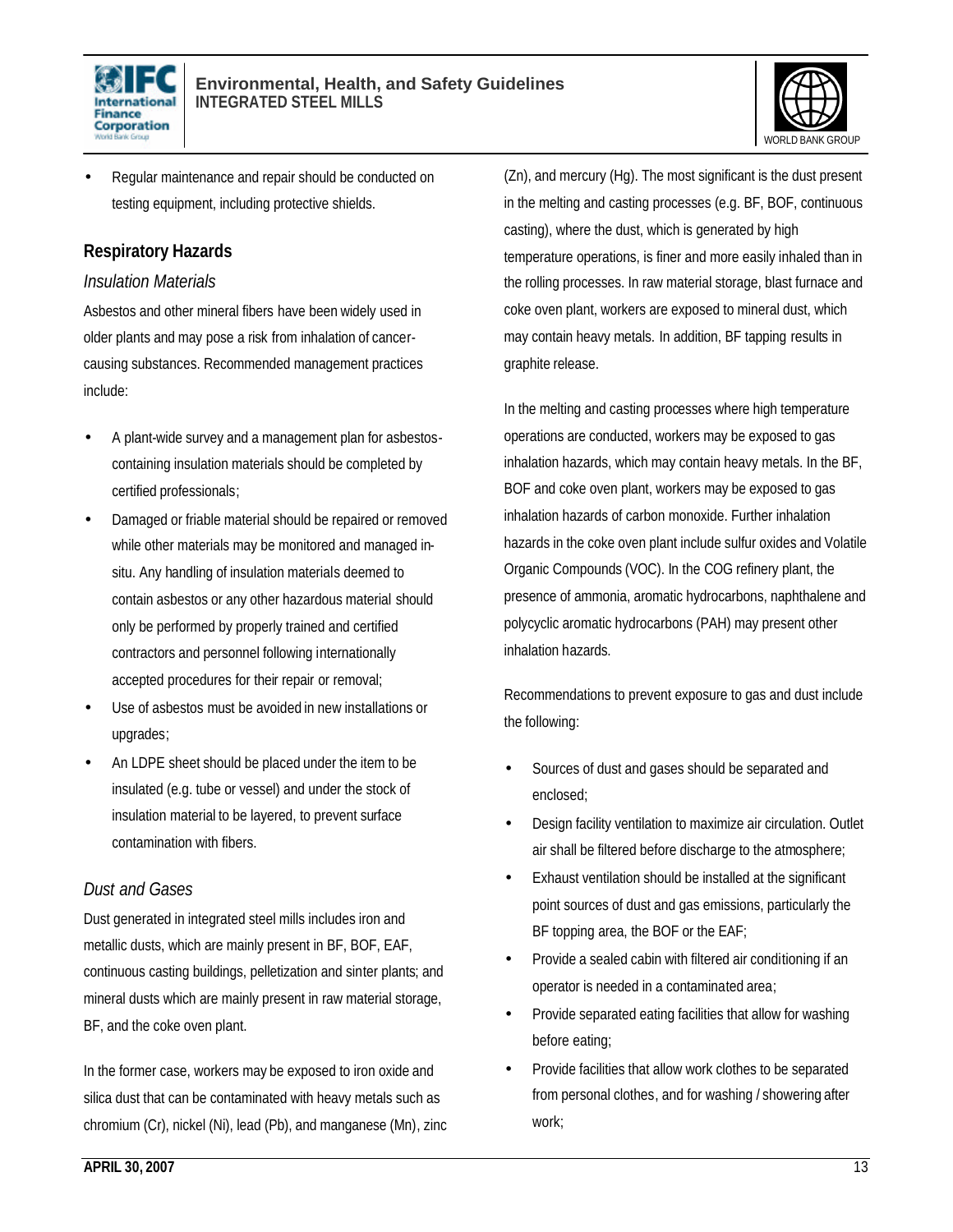- Regular maintenance and repair should be conducted on testing equipment, including protective shields.

## Respiratory Hazards

### *Insulation Materials*

Asbestos and other mineral fibers have been widely used in older plants and may pose a risk from inhalation of cancer-causing substances. Recommended management practices include:

- A plant-wide survey and a management plan for asbestos-containing insulation materials should be completed by certified professionals;
- Damaged or friable material should be repaired or removed while other materials may be monitored and managed in-situ. Any handling of insulation materials deemed to contain asbestos or any other hazardous material should only be performed by properly trained and certified contractors and personnel following internationally accepted procedures for their repair or removal;
- Use of asbestos must be avoided in new installations or upgrades;
- An LDPE sheet should be placed under the item to be insulated (e.g. tube or vessel) and under the stock of insulation material to be layered, to prevent surface contamination with fibers.

### *Dust and Gases*

Dust generated in integrated steel mills includes iron and metallic dusts, which are mainly present in BF, BOF, EAF, continuous casting buildings, pelletization and sinter plants; and mineral dusts which are mainly present in raw material storage, BF, and the coke oven plant.

In the former case, workers may be exposed to iron oxide and silica dust that can be contaminated with heavy metals such as chromium (Cr), nickel (Ni), lead (Pb), and manganese (Mn), zinc (Zn), and mercury (Hg). The most significant is the dust present in the melting and casting processes (e.g. BF, BOF, continuous casting), where the dust, which is generated by high temperature operations, is finer and more easily inhaled than in the rolling processes. In raw material storage, blast furnace and coke oven plant, workers are exposed to mineral dust, which may contain heavy metals. In addition, BF tapping results in graphite release.

In the melting and casting processes where high temperature operations are conducted, workers may be exposed to gas inhalation hazards, which may contain heavy metals. In the BF, BOF and coke oven plant, workers may be exposed to gas inhalation hazards of carbon monoxide. Further inhalation hazards in the coke oven plant include sulfur oxides and Volatile Organic Compounds (VOC). In the COG refinery plant, the presence of ammonia, aromatic hydrocarbons, naphthalene and polycyclic aromatic hydrocarbons (PAH) may present other inhalation hazards.

Recommendations to prevent exposure to gas and dust include the following:

- Sources of dust and gases should be separated and enclosed;
- Design facility ventilation to maximize air circulation. Outlet air shall be filtered before discharge to the atmosphere;
- Exhaust ventilation should be installed at the significant point sources of dust and gas emissions, particularly the BF topping area, the BOF or the EAF;
- Provide a sealed cabin with filtered air conditioning if an operator is needed in a contaminated area;
- Provide separated eating facilities that allow for washing before eating;
- Provide facilities that allow work clothes to be separated from personal clothes, and for washing / showering after work;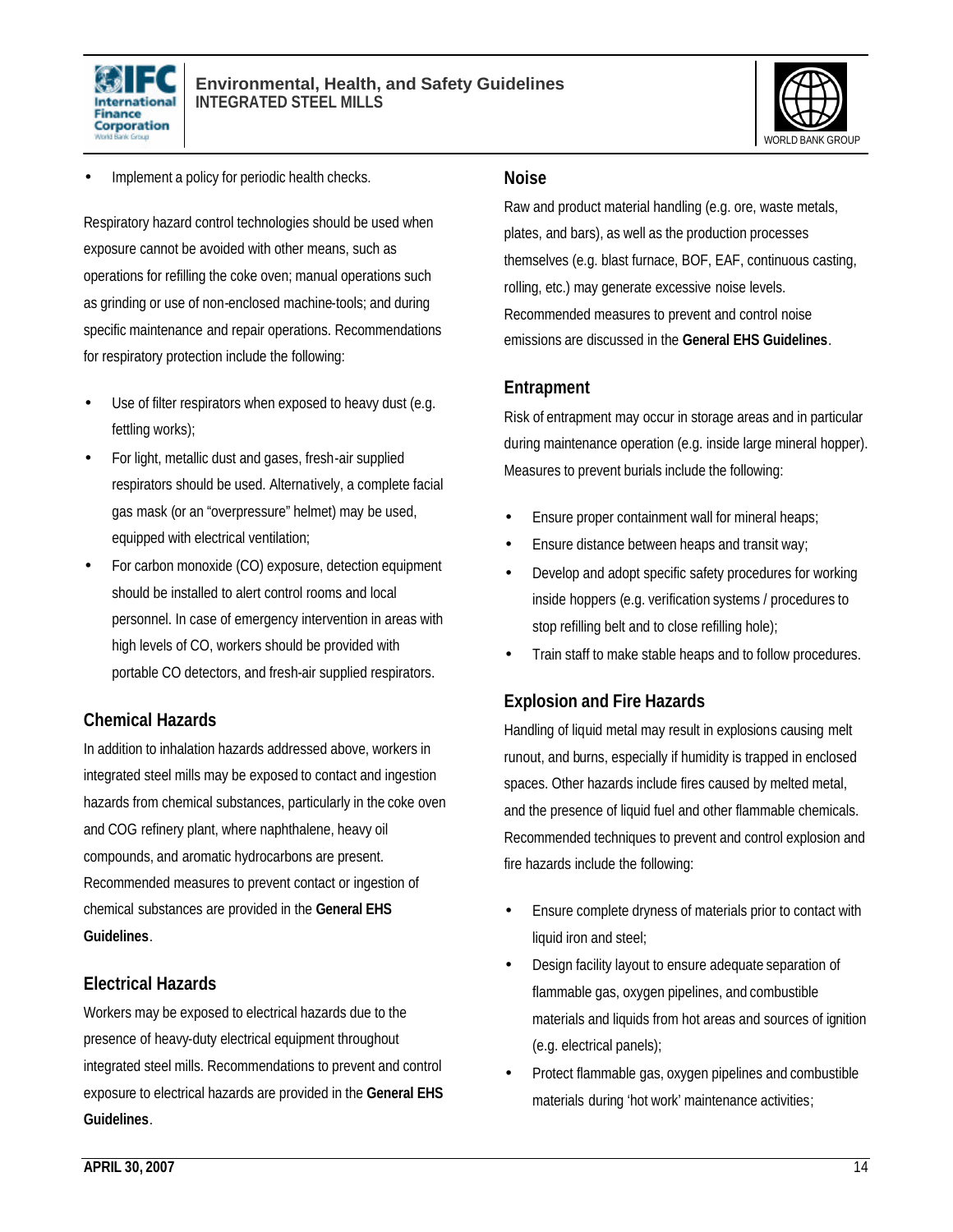- Implement a policy for periodic health checks.

Respiratory hazard control technologies should be used when exposure cannot be avoided with other means, such as operations for refilling the coke oven; manual operations such as grinding or use of non-enclosed machine-tools; and during specific maintenance and repair operations. Recommendations for respiratory protection include the following:

- Use of filter respirators when exposed to heavy dust (e.g. fettling works);
- For light, metallic dust and gases, fresh-air supplied respirators should be used. Alternatively, a complete facial gas mask (or an "overpressure" helmet) may be used, equipped with electrical ventilation;
- For carbon monoxide (CO) exposure, detection equipment should be installed to alert control rooms and local personnel. In case of emergency intervention in areas with high levels of CO, workers should be provided with portable CO detectors, and fresh-air supplied respirators.

### Chemical Hazards

In addition to inhalation hazards addressed above, workers in integrated steel mills may be exposed to contact and ingestion hazards from chemical substances, particularly in the coke oven and COG refinery plant, where naphthalene, heavy oil compounds, and aromatic hydrocarbons are present. Recommended measures to prevent contact or ingestion of chemical substances are provided in the **General EHS Guidelines**.

### Electrical Hazards

Workers may be exposed to electrical hazards due to the presence of heavy-duty electrical equipment throughout integrated steel mills. Recommendations to prevent and control exposure to electrical hazards are provided in the **General EHS Guidelines**.

### Noise

Raw and product material handling (e.g. ore, waste metals, plates, and bars), as well as the production processes themselves (e.g. blast furnace, BOF, EAF, continuous casting, rolling, etc.) may generate excessive noise levels. Recommended measures to prevent and control noise emissions are discussed in the **General EHS Guidelines**.

### Entrapment

Risk of entrapment may occur in storage areas and in particular during maintenance operation (e.g. inside large mineral hopper). Measures to prevent burials include the following:

- Ensure proper containment wall for mineral heaps;
- Ensure distance between heaps and transit way;
- Develop and adopt specific safety procedures for working inside hoppers (e.g. verification systems / procedures to stop refilling belt and to close refilling hole);
- Train staff to make stable heaps and to follow procedures.

### Explosion and Fire Hazards

Handling of liquid metal may result in explosions causing melt runout, and burns, especially if humidity is trapped in enclosed spaces. Other hazards include fires caused by melted metal, and the presence of liquid fuel and other flammable chemicals. Recommended techniques to prevent and control explosion and fire hazards include the following:

- Ensure complete dryness of materials prior to contact with liquid iron and steel;
- Design facility layout to ensure adequate separation of flammable gas, oxygen pipelines, and combustible materials and liquids from hot areas and sources of ignition (e.g. electrical panels);
- Protect flammable gas, oxygen pipelines and combustible materials during 'hot work' maintenance activities;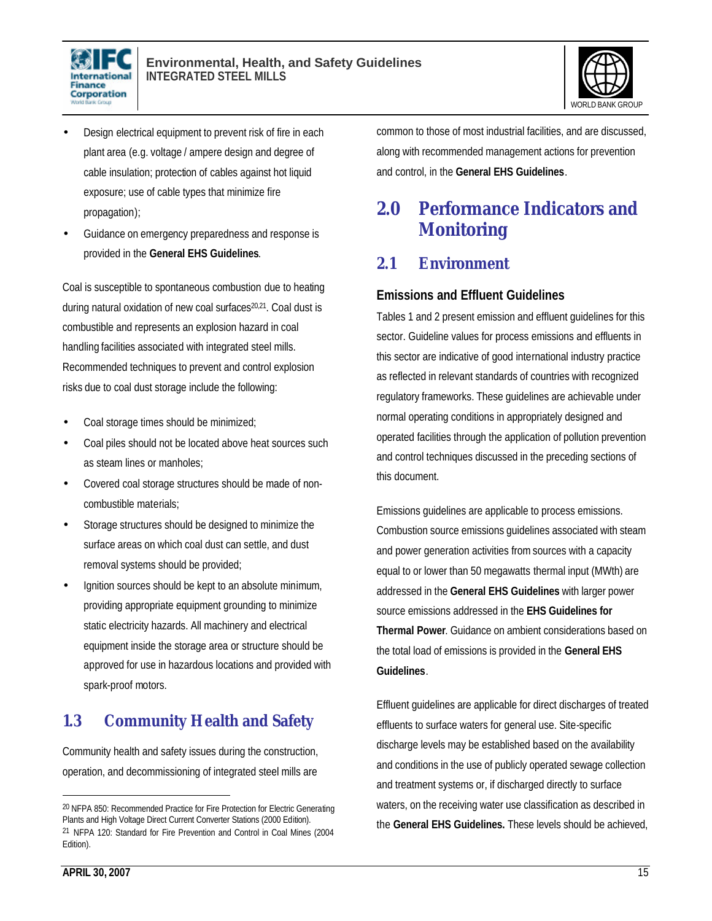- Design electrical equipment to prevent risk of fire in each plant area (e.g. voltage / ampere design and degree of cable insulation; protection of cables against hot liquid exposure; use of cable types that minimize fire propagation);
- Guidance on emergency preparedness and response is provided in the **General EHS Guidelines**.

Coal is susceptible to spontaneous combustion due to heating during natural oxidation of new coal surfaces[20,21]. Coal dust is combustible and represents an explosion hazard in coal handling facilities associated with integrated steel mills. Recommended techniques to prevent and control explosion risks due to coal dust storage include the following:

- Coal storage times should be minimized;
- Coal piles should not be located above heat sources such as steam lines or manholes;
- Covered coal storage structures should be made of non-combustible materials;
- Storage structures should be designed to minimize the surface areas on which coal dust can settle, and dust removal systems should be provided;
- Ignition sources should be kept to an absolute minimum, providing appropriate equipment grounding to minimize static electricity hazards. All machinery and electrical equipment inside the storage area or structure should be approved for use in hazardous locations and provided with spark-proof motors.

## 1.3 Community Health and Safety

Community health and safety issues during the construction, operation, and decommissioning of integrated steel mills are common to those of most industrial facilities, and are discussed, along with recommended management actions for prevention and control, in the **General EHS Guidelines**.

# 2.0 Performance Indicators and Monitoring

## 2.1 Environment

### Emissions and Effluent Guidelines

Tables 1 and 2 present emission and effluent guidelines for this sector. Guideline values for process emissions and effluents in this sector are indicative of good international industry practice as reflected in relevant standards of countries with recognized regulatory frameworks. These guidelines are achievable under normal operating conditions in appropriately designed and operated facilities through the application of pollution prevention and control techniques discussed in the preceding sections of this document.

Emissions guidelines are applicable to process emissions. Combustion source emissions guidelines associated with steam and power generation activities from sources with a capacity equal to or lower than 50 megawatts thermal input (MWth) are addressed in the **General EHS Guidelines** with larger power source emissions addressed in the **EHS Guidelines for Thermal Power**. Guidance on ambient considerations based on the total load of emissions is provided in the **General EHS Guidelines**.

Effluent guidelines are applicable for direct discharges of treated effluents to surface waters for general use. Site-specific discharge levels may be established based on the availability and conditions in the use of publicly operated sewage collection and treatment systems or, if discharged directly to surface waters, on the receiving water use classification as described in the **General EHS Guidelines.** These levels should be achieved,

---

[20] NFPA 850: Recommended Practice for Fire Protection for Electric Generating Plants and High Voltage Direct Current Converter Stations (2000 Edition).

[21] NFPA 120: Standard for Fire Prevention and Control in Coal Mines (2004 Edition).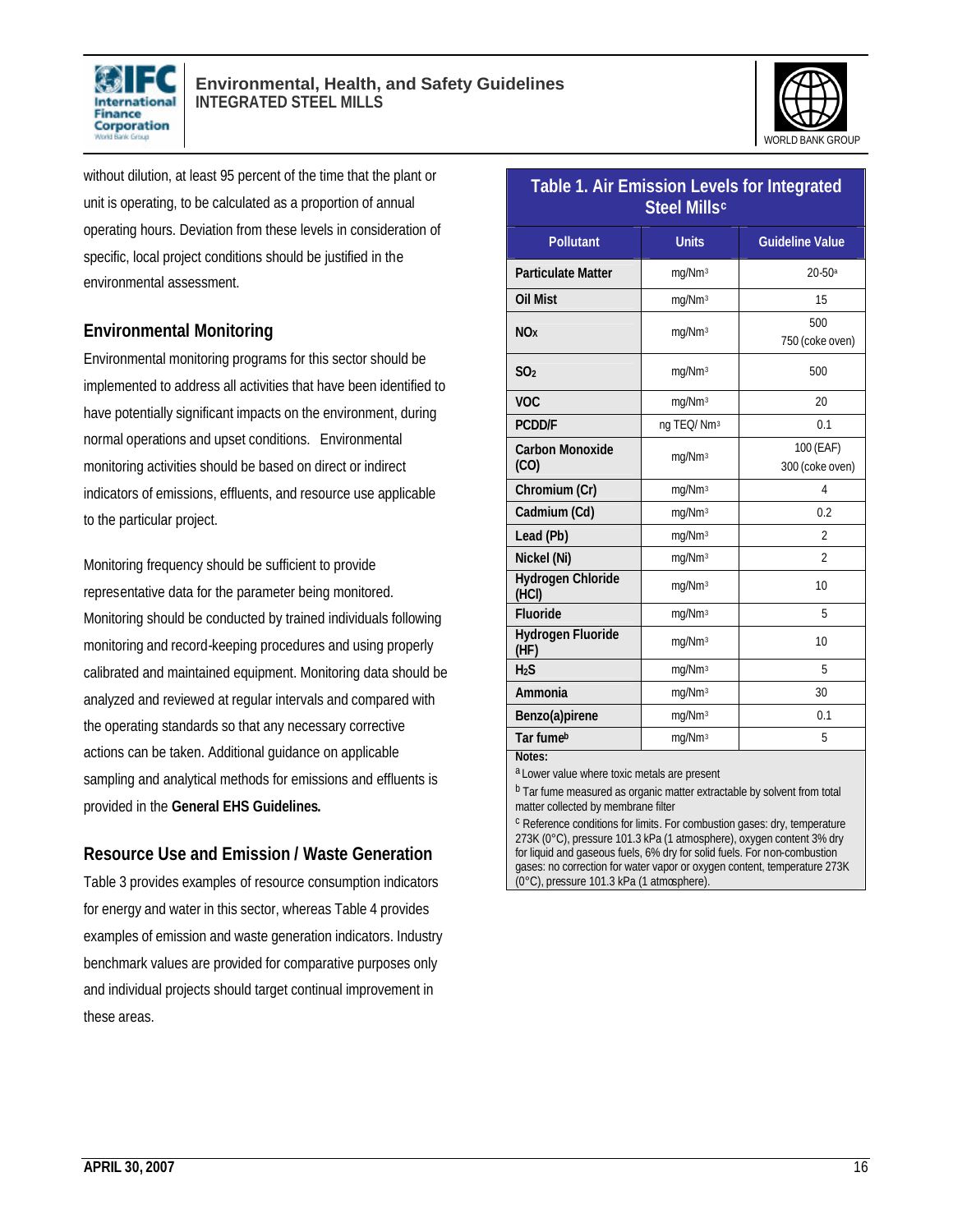without dilution, at least 95 percent of the time that the plant or unit is operating, to be calculated as a proportion of annual operating hours. Deviation from these levels in consideration of specific, local project conditions should be justified in the environmental assessment.

## Environmental Monitoring

Environmental monitoring programs for this sector should be implemented to address all activities that have been identified to have potentially significant impacts on the environment, during normal operations and upset conditions. Environmental monitoring activities should be based on direct or indirect indicators of emissions, effluents, and resource use applicable to the particular project.

Monitoring frequency should be sufficient to provide representative data for the parameter being monitored. Monitoring should be conducted by trained individuals following monitoring and record-keeping procedures and using properly calibrated and maintained equipment. Monitoring data should be analyzed and reviewed at regular intervals and compared with the operating standards so that any necessary corrective actions can be taken. Additional guidance on applicable sampling and analytical methods for emissions and effluents is provided in the **General EHS Guidelines.**

## Resource Use and Emission / Waste Generation

Table 3 provides examples of resource consumption indicators for energy and water in this sector, whereas Table 4 provides examples of emission and waste generation indicators. Industry benchmark values are provided for comparative purposes only and individual projects should target continual improvement in these areas.

**Table 1. Air Emission Levels for Integrated Steel Mills[c]**

| Pollutant | Units | Guideline Value |
|---|---|---|
| Particulate Matter | $mg/Nm^3$ | 20-50[a] |
| Oil Mist | $mg/Nm^3$ | 15 |
| $NO_X$ | $mg/Nm^3$ | 500<br>750 (coke oven) |
| $SO_2$ | $mg/Nm^3$ | 500 |
| VOC | $mg/Nm^3$ | 20 |
| PCDD/F | $ng\ TEQ/Nm^3$ | 0.1 |
| Carbon Monoxide (CO) | $mg/Nm^3$ | 100 (EAF)<br>300 (coke oven) |
| Chromium (Cr) | $mg/Nm^3$ | 4 |
| Cadmium (Cd) | $mg/Nm^3$ | 0.2 |
| Lead (Pb) | $mg/Nm^3$ | 2 |
| Nickel (Ni) | $mg/Nm^3$ | 2 |
| Hydrogen Chloride (HCl) | $mg/Nm^3$ | 10 |
| Fluoride | $mg/Nm^3$ | 5 |
| Hydrogen Fluoride (HF) | $mg/Nm^3$ | 10 |
| $H_2S$ | $mg/Nm^3$ | 5 |
| Ammonia | $mg/Nm^3$ | 30 |
| Benzo(a)pirene | $mg/Nm^3$ | 0.1 |
| Tar fume[b] | $mg/Nm^3$ | 5 |

**Notes:**

[a] Lower value where toxic metals are present

[b] Tar fume measured as organic matter extractable by solvent from total matter collected by membrane filter

[c] Reference conditions for limits. For combustion gases: dry, temperature 273K (0°C), pressure 101.3 kPa (1 atmosphere), oxygen content 3% dry for liquid and gaseous fuels, 6% dry for solid fuels. For non-combustion gases: no correction for water vapor or oxygen content, temperature 273K (0°C), pressure 101.3 kPa (1 atmosphere).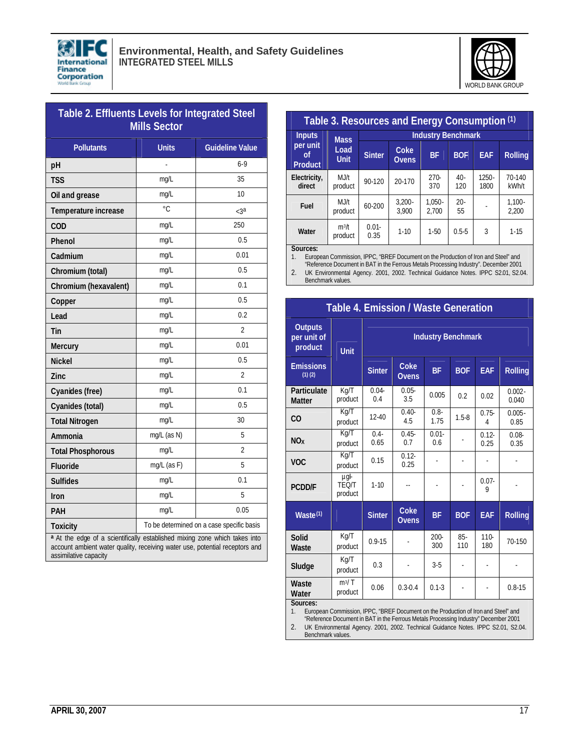## Table 2. Effluents Levels for Integrated Steel Mills Sector

| Pollutants | Units | Guideline Value |
|---|---|---|
| pH | - | 6-9 |
| TSS | mg/L | 35 |
| Oil and grease | mg/L | 10 |
| Temperature increase | °C | <3[a] |
| COD | mg/L | 250 |
| Phenol | mg/L | 0.5 |
| Cadmium | mg/L | 0.01 |
| Chromium (total) | mg/L | 0.5 |
| Chromium (hexavalent) | mg/L | 0.1 |
| Copper | mg/L | 0.5 |
| Lead | mg/L | 0.2 |
| Tin | mg/L | 2 |
| Mercury | mg/L | 0.01 |
| Nickel | mg/L | 0.5 |
| Zinc | mg/L | 2 |
| Cyanides (free) | mg/L | 0.1 |
| Cyanides (total) | mg/L | 0.5 |
| Total Nitrogen | mg/L | 30 |
| Ammonia | mg/L (as N) | 5 |
| Total Phosphorous | mg/L | 2 |
| Fluoride | mg/L (as F) | 5 |
| Sulfides | mg/L | 0.1 |
| Iron | mg/L | 5 |
| PAH | mg/L | 0.05 |
| Toxicity | To be determined on a case specific basis | |

[a] At the edge of a scientifically established mixing zone which takes into account ambient water quality, receiving water use, potential receptors and assimilative capacity

## Table 3. Resources and Energy Consumption (1)

| Inputs per unit of Product | Mass Load Unit | Industry Benchmark | | | | | |
|---|---|---|---|---|---|---|---|
| | | Sinter | Coke Ovens | BF | BOF | EAF | Rolling |
| Electricity, direct | MJ/t product | 90-120 | 20-170 | 270-370 | 40-120 | 1250-1800 | 70-140 kWh/t |
| Fuel | MJ/t product | 60-200 | 3,200-3,900 | 1,050-2,700 | 20-55 | - | 1,100-2,200 |
| Water | $m^3$/t product | 0.01-0.35 | 1-10 | 1-50 | 0.5-5 | 3 | 1-15 |

Sources:
1. European Commission, IPPC, "BREF Document on the Production of Iron and Steel" and "Reference Document in BAT in the Ferrous Metals Processing Industry". December 2001
2. UK Environmental Agency. 2001, 2002. Technical Guidance Notes. IPPC S2.01, S2.04. Benchmark values.

## Table 4. Emission / Waste Generation

| Outputs per unit of product | Unit | Industry Benchmark | | | | | |
|---|---|---|---|---|---|---|---|
| Emissions (1) (2) | | Sinter | Coke Ovens | BF | BOF | EAF | Rolling |
| Particulate Matter | Kg/T product | 0.04-0.4 | 0.05-3.5 | 0.005 | 0.2 | 0.02 | 0.002-0.040 |
| CO | Kg/T product | 12-40 | 0.40-4.5 | 0.8-1.75 | 1.5-8 | 0.75-4 | 0.005-0.85 |
| $NO_X$ | Kg/T product | 0.4-0.65 | 0.45-0.7 | 0.01-0.6 | - | 0.12-0.25 | 0.08-0.35 |
| VOC | Kg/T product | 0.15 | 0.12-0.25 | - | - | - | - |
| PCDD/F | µg-TEQ/T product | 1-10 | -- | - | - | 0.07-9 | - |
| Waste (1) | | Sinter | Coke Ovens | BF | BOF | EAF | Rolling |
| Solid Waste | Kg/T product | 0.9-15 | - | 200-300 | 85-110 | 110-180 | 70-150 |
| Sludge | Kg/T product | 0.3 | - | 3-5 | - | - | - |
| Waste Water | $m^3$/ T product | 0.06 | 0.3-0.4 | 0.1-3 | - | - | 0.8-15 |

Sources:
1. European Commission, IPPC, "BREF Document on the Production of Iron and Steel" and "Reference Document in BAT in the Ferrous Metals Processing Industry" December 2001
2. UK Environmental Agency. 2001, 2002. Technical Guidance Notes. IPPC S2.01, S2.04. Benchmark values.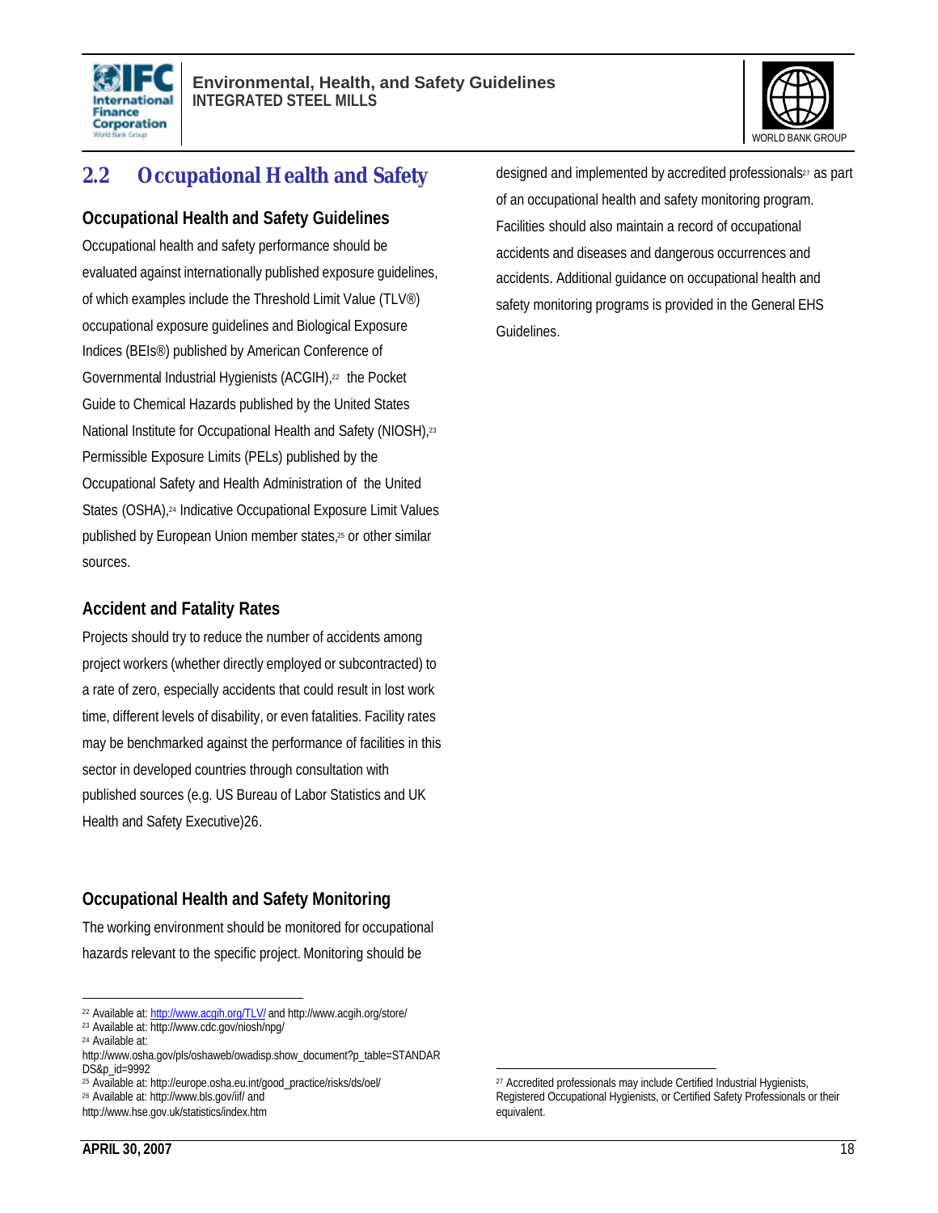## 2.2 Occupational Health and Safety

### Occupational Health and Safety Guidelines

Occupational health and safety performance should be evaluated against internationally published exposure guidelines, of which examples include the Threshold Limit Value (TLV®) occupational exposure guidelines and Biological Exposure Indices (BEIs®) published by American Conference of Governmental Industrial Hygienists (ACGIH),[22] the Pocket Guide to Chemical Hazards published by the United States National Institute for Occupational Health and Safety (NIOSH),[23] Permissible Exposure Limits (PELs) published by the Occupational Safety and Health Administration of the United States (OSHA),[24] Indicative Occupational Exposure Limit Values published by European Union member states,[25] or other similar sources.

### Accident and Fatality Rates

Projects should try to reduce the number of accidents among project workers (whether directly employed or subcontracted) to a rate of zero, especially accidents that could result in lost work time, different levels of disability, or even fatalities. Facility rates may be benchmarked against the performance of facilities in this sector in developed countries through consultation with published sources (e.g. US Bureau of Labor Statistics and UK Health and Safety Executive)26.

### Occupational Health and Safety Monitoring

The working environment should be monitored for occupational hazards relevant to the specific project. Monitoring should be designed and implemented by accredited professionals[27] as part of an occupational health and safety monitoring program. Facilities should also maintain a record of occupational accidents and diseases and dangerous occurrences and accidents. Additional guidance on occupational health and safety monitoring programs is provided in the General EHS Guidelines.

---

[22] Available at: http://www.acgih.org/TLV/ and http://www.acgih.org/store/

[23] Available at: http://www.cdc.gov/niosh/npg/

[24] Available at: http://www.osha.gov/pls/oshaweb/owadisp.show_document?p_table=STANDARDS&p_id=9992

[25] Available at: http://europe.osha.eu.int/good_practice/risks/ds/oel/

[26] Available at: http://www.bls.gov/iif/ and http://www.hse.gov.uk/statistics/index.htm

[27] Accredited professionals may include Certified Industrial Hygienists, Registered Occupational Hygienists, or Certified Safety Professionals or their equivalent.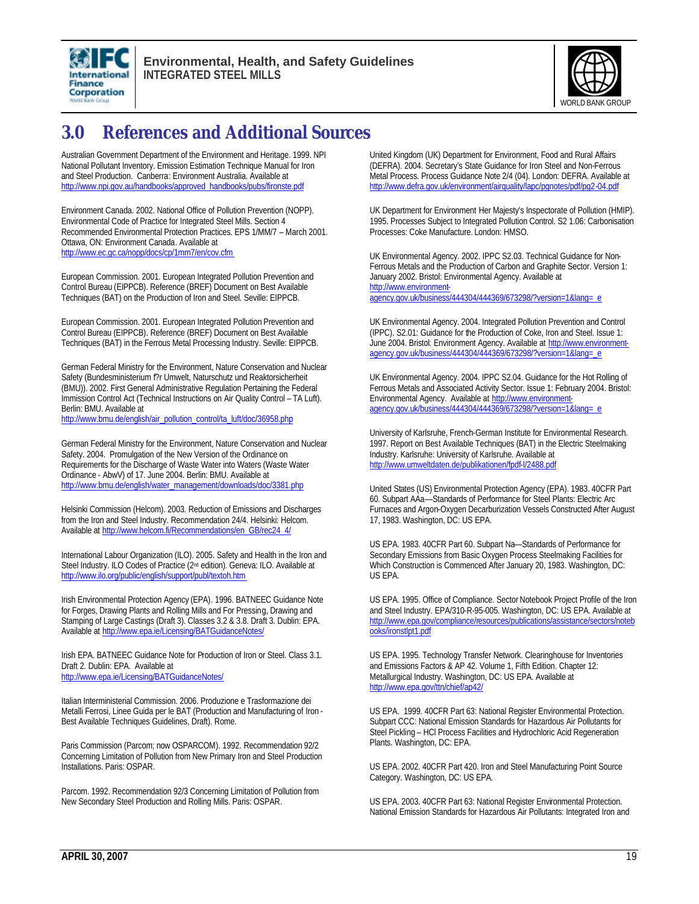# 3.0 References and Additional Sources

Australian Government Department of the Environment and Heritage. 1999. NPI National Pollutant Inventory. Emission Estimation Technique Manual for Iron and Steel Production. Canberra: Environment Australia. Available at http://www.npi.gov.au/handbooks/approved_handbooks/pubs/fironste.pdf

Environment Canada. 2002. National Office of Pollution Prevention (NOPP). Environmental Code of Practice for Integrated Steel Mills. Section 4 Recommended Environmental Protection Practices. EPS 1/MM/7 – March 2001. Ottawa, ON: Environment Canada. Available at http://www.ec.gc.ca/nopp/docs/cp/1mm7/en/cov.cfm

European Commission. 2001. European Integrated Pollution Prevention and Control Bureau (EIPPCB). Reference (BREF) Document on Best Available Techniques (BAT) on the Production of Iron and Steel. Seville: EIPPCB.

European Commission. 2001. European Integrated Pollution Prevention and Control Bureau (EIPPCB). Reference (BREF) Document on Best Available Techniques (BAT) in the Ferrous Metal Processing Industry. Seville: EIPPCB.

German Federal Ministry for the Environment, Nature Conservation and Nuclear Safety (Bundesministerium f?r Umwelt, Naturschutz und Reaktorsicherheit (BMU)). 2002. First General Administrative Regulation Pertaining the Federal Immission Control Act (Technical Instructions on Air Quality Control – TA Luft). Berlin: BMU. Available at http://www.bmu.de/english/air_pollution_control/ta_luft/doc/36958.php

German Federal Ministry for the Environment, Nature Conservation and Nuclear Safety. 2004. Promulgation of the New Version of the Ordinance on Requirements for the Discharge of Waste Water into Waters (Waste Water Ordinance - AbwV) of 17. June 2004. Berlin: BMU. Available at http://www.bmu.de/english/water_management/downloads/doc/3381.php

Helsinki Commission (Helcom). 2003. Reduction of Emissions and Discharges from the Iron and Steel Industry. Recommendation 24/4. Helsinki: Helcom. Available at http://www.helcom.fi/Recommendations/en_GB/rec24_4/

International Labour Organization (ILO). 2005. Safety and Health in the Iron and Steel Industry. ILO Codes of Practice (2nd edition). Geneva: ILO. Available at http://www.ilo.org/public/english/support/publ/textoh.htm

Irish Environmental Protection Agency (EPA). 1996. BATNEEC Guidance Note for Forges, Drawing Plants and Rolling Mills and For Pressing, Drawing and Stamping of Large Castings (Draft 3). Classes 3.2 & 3.8. Draft 3. Dublin: EPA. Available at http://www.epa.ie/Licensing/BATGuidanceNotes/

Irish EPA. BATNEEC Guidance Note for Production of Iron or Steel. Class 3.1. Draft 2. Dublin: EPA. Available at http://www.epa.ie/Licensing/BATGuidanceNotes/

Italian Interministerial Commission. 2006. Produzione e Trasformazione dei Metalli Ferrosi, Linee Guida per le BAT (Production and Manufacturing of Iron - Best Available Techniques Guidelines, Draft). Rome.

Paris Commission (Parcom; now OSPARCOM). 1992. Recommendation 92/2 Concerning Limitation of Pollution from New Primary Iron and Steel Production Installations. Paris: OSPAR.

Parcom. 1992. Recommendation 92/3 Concerning Limitation of Pollution from New Secondary Steel Production and Rolling Mills. Paris: OSPAR.

United Kingdom (UK) Department for Environment, Food and Rural Affairs (DEFRA). 2004. Secretary's State Guidance for Iron Steel and Non-Ferrous Metal Process. Process Guidance Note 2/4 (04). London: DEFRA. Available at http://www.defra.gov.uk/environment/airquality/lapc/pgnotes/pdf/pg2-04.pdf

UK Department for Environment Her Majesty's Inspectorate of Pollution (HMIP). 1995. Processes Subject to Integrated Pollution Control. S2 1.06: Carbonisation Processes: Coke Manufacture. London: HMSO.

UK Environmental Agency. 2002. IPPC S2.03. Technical Guidance for Non-Ferrous Metals and the Production of Carbon and Graphite Sector. Version 1: January 2002. Bristol: Environmental Agency. Available at http://www.environment-agency.gov.uk/business/444304/444369/673298/?version=1&lang=_e

UK Environmental Agency. 2004. Integrated Pollution Prevention and Control (IPPC). S2.01: Guidance for the Production of Coke, Iron and Steel. Issue 1: June 2004. Bristol: Environment Agency. Available at http://www.environment-agency.gov.uk/business/444304/444369/673298/?version=1&lang=_e

UK Environmental Agency. 2004. IPPC S2.04. Guidance for the Hot Rolling of Ferrous Metals and Associated Activity Sector. Issue 1: February 2004. Bristol: Environmental Agency. Available at http://www.environment-agency.gov.uk/business/444304/444369/673298/?version=1&lang=_e

University of Karlsruhe, French-German Institute for Environmental Research. 1997. Report on Best Available Techniques (BAT) in the Electric Steelmaking Industry. Karlsruhe: University of Karlsruhe. Available at http://www.umweltdaten.de/publikationen/fpdf-l/2488.pdf

United States (US) Environmental Protection Agency (EPA). 1983. 40CFR Part 60. Subpart AAa—Standards of Performance for Steel Plants: Electric Arc Furnaces and Argon-Oxygen Decarburization Vessels Constructed After August 17, 1983. Washington, DC: US EPA.

US EPA. 1983. 40CFR Part 60. Subpart Na—Standards of Performance for Secondary Emissions from Basic Oxygen Process Steelmaking Facilities for Which Construction is Commenced After January 20, 1983. Washington, DC: US EPA.

US EPA. 1995. Office of Compliance. Sector Notebook Project Profile of the Iron and Steel Industry. EPA/310-R-95-005. Washington, DC: US EPA. Available at http://www.epa.gov/compliance/resources/publications/assistance/sectors/notebooks/ironstlpt1.pdf

US EPA. 1995. Technology Transfer Network. Clearinghouse for Inventories and Emissions Factors & AP 42. Volume 1, Fifth Edition. Chapter 12: Metallurgical Industry. Washington, DC: US EPA. Available at http://www.epa.gov/ttn/chief/ap42/

US EPA. 1999. 40CFR Part 63: National Register Environmental Protection. Subpart CCC: National Emission Standards for Hazardous Air Pollutants for Steel Pickling – HCl Process Facilities and Hydrochloric Acid Regeneration Plants. Washington, DC: EPA.

US EPA. 2002. 40CFR Part 420. Iron and Steel Manufacturing Point Source Category. Washington, DC: US EPA.

US EPA. 2003. 40CFR Part 63: National Register Environmental Protection. National Emission Standards for Hazardous Air Pollutants: Integrated Iron and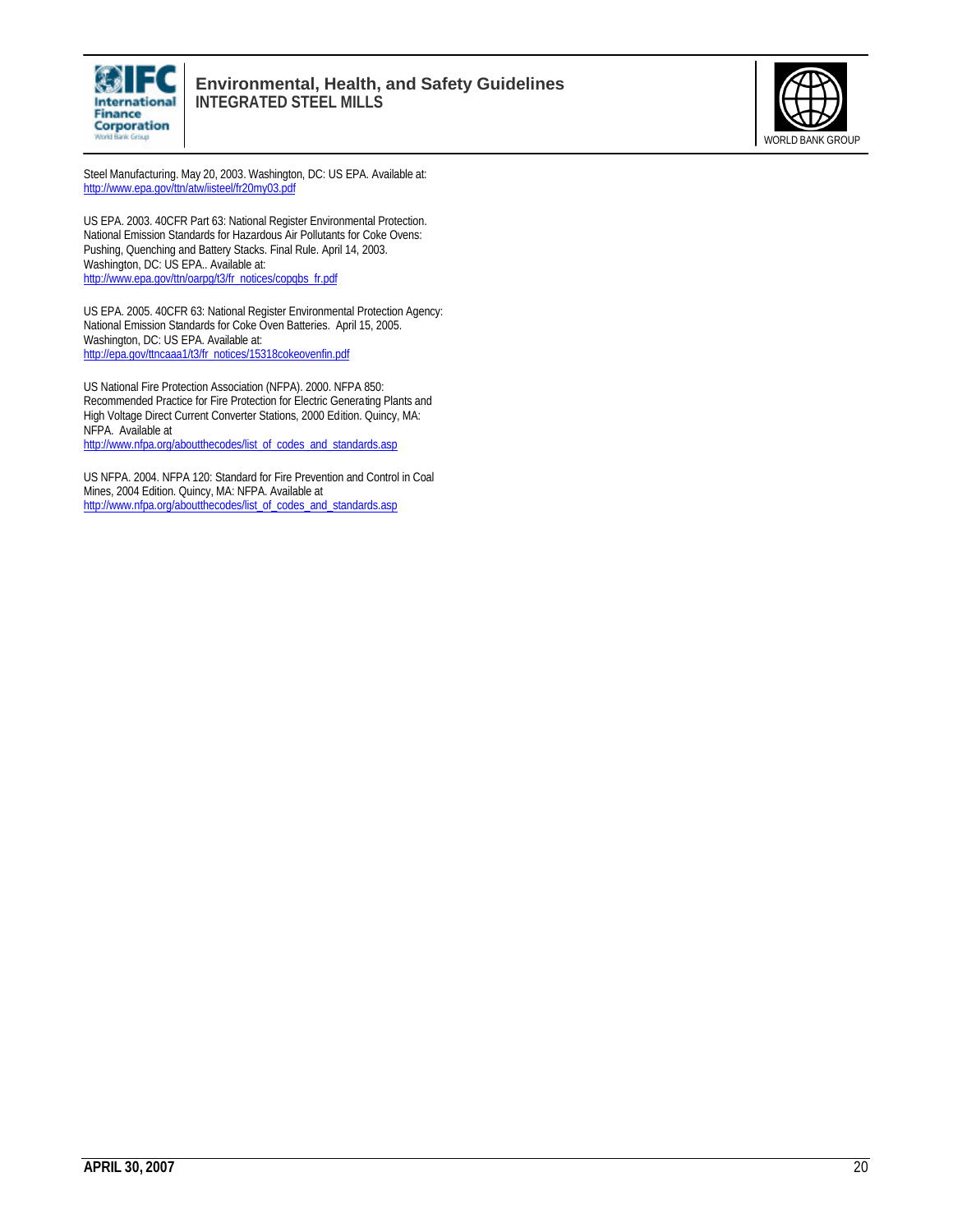Steel Manufacturing. May 20, 2003. Washington, DC: US EPA. Available at: http://www.epa.gov/ttn/atw/iisteel/fr20my03.pdf

US EPA. 2003. 40CFR Part 63: National Register Environmental Protection. National Emission Standards for Hazardous Air Pollutants for Coke Ovens: Pushing, Quenching and Battery Stacks. Final Rule. April 14, 2003. Washington, DC: US EPA.. Available at: http://www.epa.gov/ttn/oarpg/t3/fr_notices/copqbs_fr.pdf

US EPA. 2005. 40CFR 63: National Register Environmental Protection Agency: National Emission Standards for Coke Oven Batteries. April 15, 2005. Washington, DC: US EPA. Available at: http://epa.gov/ttncaaa1/t3/fr_notices/15318cokeovenfin.pdf

US National Fire Protection Association (NFPA). 2000. NFPA 850: Recommended Practice for Fire Protection for Electric Generating Plants and High Voltage Direct Current Converter Stations, 2000 Edition. Quincy, MA: NFPA. Available at http://www.nfpa.org/aboutthecodes/list_of_codes_and_standards.asp

US NFPA. 2004. NFPA 120: Standard for Fire Prevention and Control in Coal Mines, 2004 Edition. Quincy, MA: NFPA. Available at http://www.nfpa.org/aboutthecodes/list_of_codes_and_standards.asp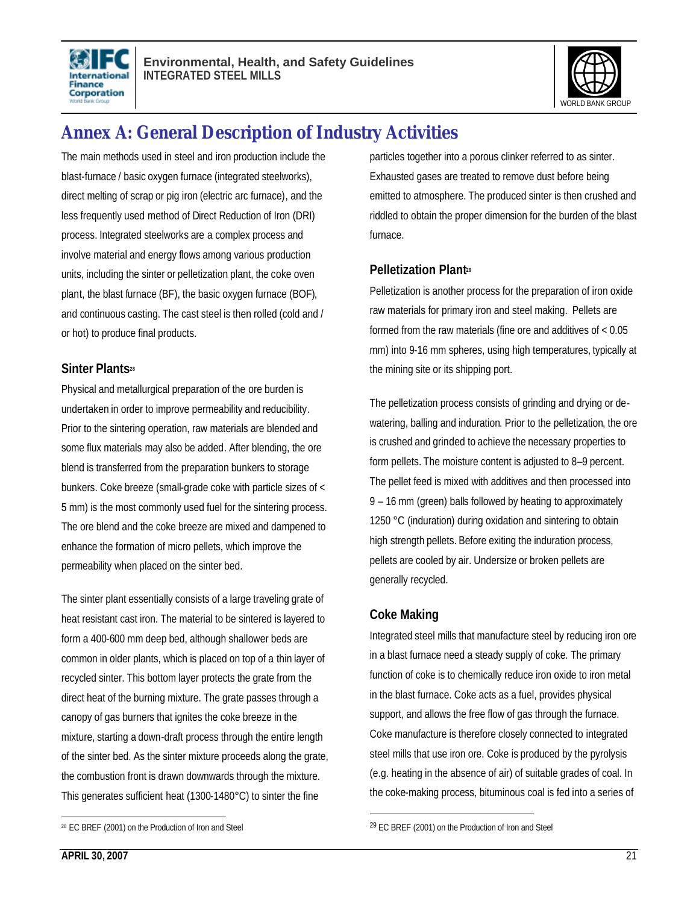# Annex A: General Description of Industry Activities

The main methods used in steel and iron production include the blast-furnace / basic oxygen furnace (integrated steelworks), direct melting of scrap or pig iron (electric arc furnace), and the less frequently used method of Direct Reduction of Iron (DRI) process. Integrated steelworks are a complex process and involve material and energy flows among various production units, including the sinter or pelletization plant, the coke oven plant, the blast furnace (BF), the basic oxygen furnace (BOF), and continuous casting. The cast steel is then rolled (cold and / or hot) to produce final products.

## Sinter Plants[28]

Physical and metallurgical preparation of the ore burden is undertaken in order to improve permeability and reducibility. Prior to the sintering operation, raw materials are blended and some flux materials may also be added. After blending, the ore blend is transferred from the preparation bunkers to storage bunkers. Coke breeze (small-grade coke with particle sizes of < 5 mm) is the most commonly used fuel for the sintering process. The ore blend and the coke breeze are mixed and dampened to enhance the formation of micro pellets, which improve the permeability when placed on the sinter bed.

The sinter plant essentially consists of a large traveling grate of heat resistant cast iron. The material to be sintered is layered to form a 400-600 mm deep bed, although shallower beds are common in older plants, which is placed on top of a thin layer of recycled sinter. This bottom layer protects the grate from the direct heat of the burning mixture. The grate passes through a canopy of gas burners that ignites the coke breeze in the mixture, starting a down-draft process through the entire length of the sinter bed. As the sinter mixture proceeds along the grate, the combustion front is drawn downwards through the mixture. This generates sufficient heat (1300-1480°C) to sinter the fine particles together into a porous clinker referred to as sinter. Exhausted gases are treated to remove dust before being emitted to atmosphere. The produced sinter is then crushed and riddled to obtain the proper dimension for the burden of the blast furnace.

## Pelletization Plant[29]

Pelletization is another process for the preparation of iron oxide raw materials for primary iron and steel making. Pellets are formed from the raw materials (fine ore and additives of < 0.05 mm) into 9-16 mm spheres, using high temperatures, typically at the mining site or its shipping port.

The pelletization process consists of grinding and drying or de-watering, balling and induration. Prior to the pelletization, the ore is crushed and grinded to achieve the necessary properties to form pellets. The moisture content is adjusted to 8–9 percent. The pellet feed is mixed with additives and then processed into 9 – 16 mm (green) balls followed by heating to approximately 1250 °C (induration) during oxidation and sintering to obtain high strength pellets. Before exiting the induration process, pellets are cooled by air. Undersize or broken pellets are generally recycled.

## Coke Making

Integrated steel mills that manufacture steel by reducing iron ore in a blast furnace need a steady supply of coke. The primary function of coke is to chemically reduce iron oxide to iron metal in the blast furnace. Coke acts as a fuel, provides physical support, and allows the free flow of gas through the furnace. Coke manufacture is therefore closely connected to integrated steel mills that use iron ore. Coke is produced by the pyrolysis (e.g. heating in the absence of air) of suitable grades of coal. In the coke-making process, bituminous coal is fed into a series of

---

[28] EC BREF (2001) on the Production of Iron and Steel

[29] EC BREF (2001) on the Production of Iron and Steel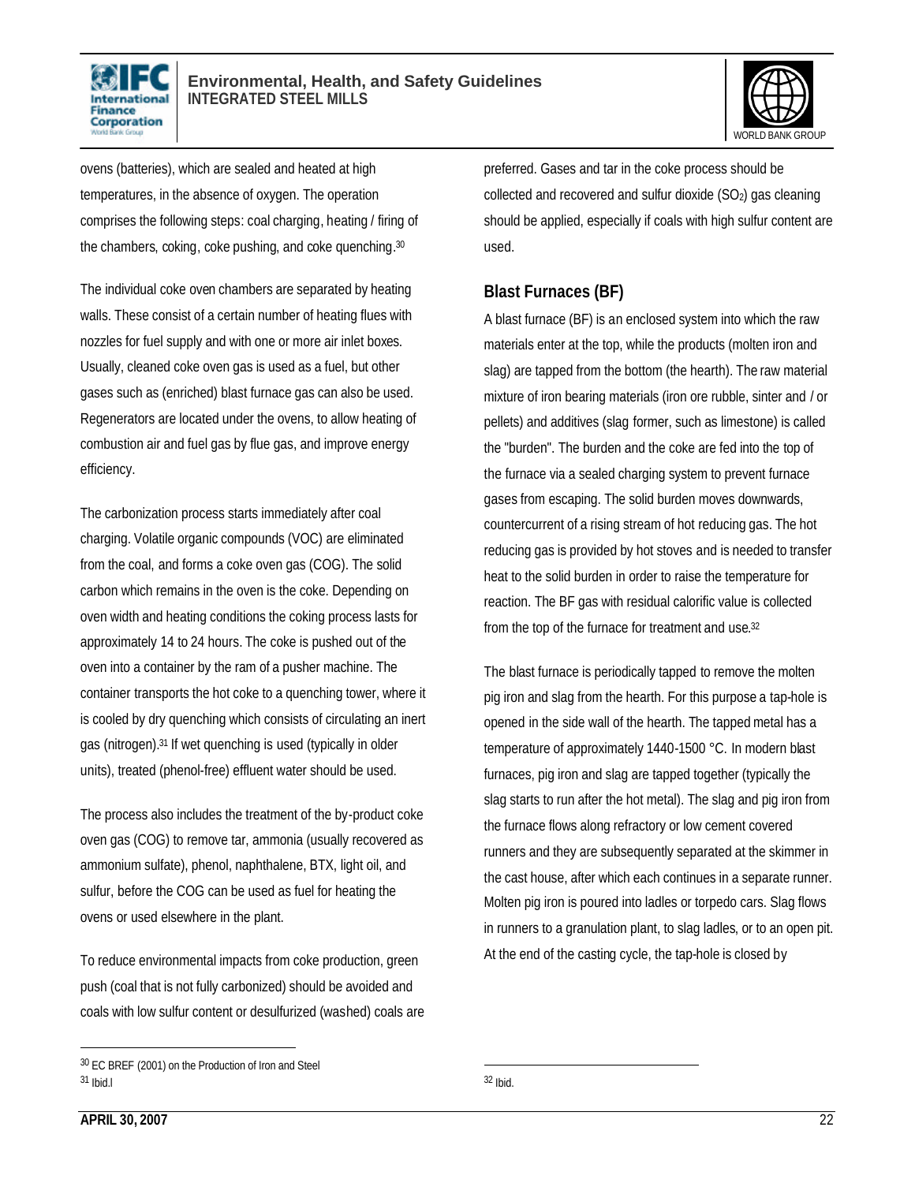ovens (batteries), which are sealed and heated at high temperatures, in the absence of oxygen. The operation comprises the following steps: coal charging, heating / firing of the chambers, coking, coke pushing, and coke quenching.[30]

The individual coke oven chambers are separated by heating walls. These consist of a certain number of heating flues with nozzles for fuel supply and with one or more air inlet boxes. Usually, cleaned coke oven gas is used as a fuel, but other gases such as (enriched) blast furnace gas can also be used. Regenerators are located under the ovens, to allow heating of combustion air and fuel gas by flue gas, and improve energy efficiency.

The carbonization process starts immediately after coal charging. Volatile organic compounds (VOC) are eliminated from the coal, and forms a coke oven gas (COG). The solid carbon which remains in the oven is the coke. Depending on oven width and heating conditions the coking process lasts for approximately 14 to 24 hours. The coke is pushed out of the oven into a container by the ram of a pusher machine. The container transports the hot coke to a quenching tower, where it is cooled by dry quenching which consists of circulating an inert gas (nitrogen).[31] If wet quenching is used (typically in older units), treated (phenol-free) effluent water should be used.

The process also includes the treatment of the by-product coke oven gas (COG) to remove tar, ammonia (usually recovered as ammonium sulfate), phenol, naphthalene, BTX, light oil, and sulfur, before the COG can be used as fuel for heating the ovens or used elsewhere in the plant.

To reduce environmental impacts from coke production, green push (coal that is not fully carbonized) should be avoided and coals with low sulfur content or desulfurized (washed) coals are preferred. Gases and tar in the coke process should be collected and recovered and sulfur dioxide ($SO_2$) gas cleaning should be applied, especially if coals with high sulfur content are used.

## Blast Furnaces (BF)

A blast furnace (BF) is an enclosed system into which the raw materials enter at the top, while the products (molten iron and slag) are tapped from the bottom (the hearth). The raw material mixture of iron bearing materials (iron ore rubble, sinter and / or pellets) and additives (slag former, such as limestone) is called the "burden". The burden and the coke are fed into the top of the furnace via a sealed charging system to prevent furnace gases from escaping. The solid burden moves downwards, countercurrent of a rising stream of hot reducing gas. The hot reducing gas is provided by hot stoves and is needed to transfer heat to the solid burden in order to raise the temperature for reaction. The BF gas with residual calorific value is collected from the top of the furnace for treatment and use.[32]

The blast furnace is periodically tapped to remove the molten pig iron and slag from the hearth. For this purpose a tap-hole is opened in the side wall of the hearth. The tapped metal has a temperature of approximately 1440-1500 °C. In modern blast furnaces, pig iron and slag are tapped together (typically the slag starts to run after the hot metal). The slag and pig iron from the furnace flows along refractory or low cement covered runners and they are subsequently separated at the skimmer in the cast house, after which each continues in a separate runner. Molten pig iron is poured into ladles or torpedo cars. Slag flows in runners to a granulation plant, to slag ladles, or to an open pit. At the end of the casting cycle, the tap-hole is closed by

---

[30] EC BREF (2001) on the Production of Iron and Steel

[31] Ibid.l

[32] Ibid.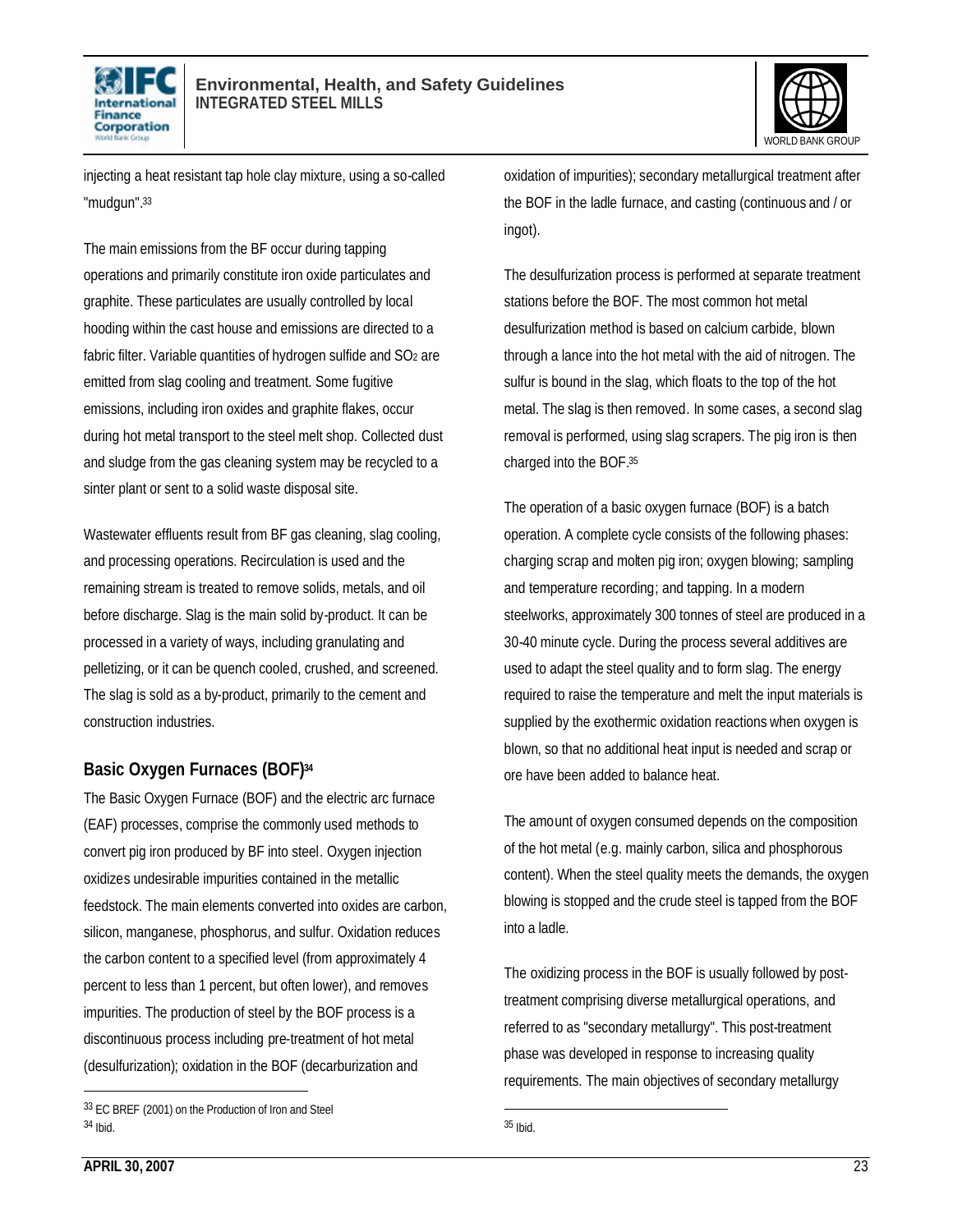injecting a heat resistant tap hole clay mixture, using a so-called "mudgun".[33]

The main emissions from the BF occur during tapping operations and primarily constitute iron oxide particulates and graphite. These particulates are usually controlled by local hooding within the cast house and emissions are directed to a fabric filter. Variable quantities of hydrogen sulfide and $SO_2$ are emitted from slag cooling and treatment. Some fugitive emissions, including iron oxides and graphite flakes, occur during hot metal transport to the steel melt shop. Collected dust and sludge from the gas cleaning system may be recycled to a sinter plant or sent to a solid waste disposal site.

Wastewater effluents result from BF gas cleaning, slag cooling, and processing operations. Recirculation is used and the remaining stream is treated to remove solids, metals, and oil before discharge. Slag is the main solid by-product. It can be processed in a variety of ways, including granulating and pelletizing, or it can be quench cooled, crushed, and screened. The slag is sold as a by-product, primarily to the cement and construction industries.

### Basic Oxygen Furnaces (BOF)[34]

The Basic Oxygen Furnace (BOF) and the electric arc furnace (EAF) processes, comprise the commonly used methods to convert pig iron produced by BF into steel. Oxygen injection oxidizes undesirable impurities contained in the metallic feedstock. The main elements converted into oxides are carbon, silicon, manganese, phosphorus, and sulfur. Oxidation reduces the carbon content to a specified level (from approximately 4 percent to less than 1 percent, but often lower), and removes impurities. The production of steel by the BOF process is a discontinuous process including pre-treatment of hot metal (desulfurization); oxidation in the BOF (decarburization and oxidation of impurities); secondary metallurgical treatment after the BOF in the ladle furnace, and casting (continuous and / or ingot).

The desulfurization process is performed at separate treatment stations before the BOF. The most common hot metal desulfurization method is based on calcium carbide, blown through a lance into the hot metal with the aid of nitrogen. The sulfur is bound in the slag, which floats to the top of the hot metal. The slag is then removed. In some cases, a second slag removal is performed, using slag scrapers. The pig iron is then charged into the BOF.[35]

The operation of a basic oxygen furnace (BOF) is a batch operation. A complete cycle consists of the following phases: charging scrap and molten pig iron; oxygen blowing; sampling and temperature recording; and tapping. In a modern steelworks, approximately 300 tonnes of steel are produced in a 30-40 minute cycle. During the process several additives are used to adapt the steel quality and to form slag. The energy required to raise the temperature and melt the input materials is supplied by the exothermic oxidation reactions when oxygen is blown, so that no additional heat input is needed and scrap or ore have been added to balance heat.

The amount of oxygen consumed depends on the composition of the hot metal (e.g. mainly carbon, silica and phosphorous content). When the steel quality meets the demands, the oxygen blowing is stopped and the crude steel is tapped from the BOF into a ladle.

The oxidizing process in the BOF is usually followed by post-treatment comprising diverse metallurgical operations, and referred to as "secondary metallurgy". This post-treatment phase was developed in response to increasing quality requirements. The main objectives of secondary metallurgy

---

[33] EC BREF (2001) on the Production of Iron and Steel

[34] Ibid.

[35] Ibid.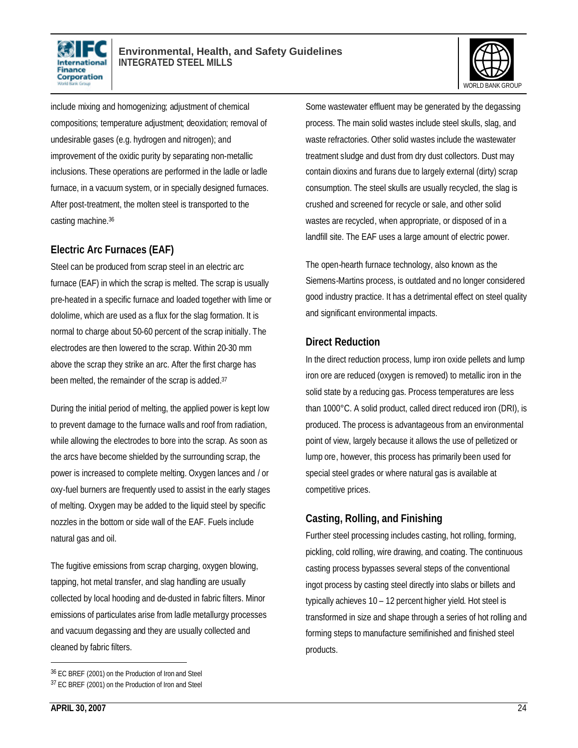include mixing and homogenizing; adjustment of chemical compositions; temperature adjustment; deoxidation; removal of undesirable gases (e.g. hydrogen and nitrogen); and improvement of the oxidic purity by separating non-metallic inclusions. These operations are performed in the ladle or ladle furnace, in a vacuum system, or in specially designed furnaces. After post-treatment, the molten steel is transported to the casting machine.[36]

## Electric Arc Furnaces (EAF)

Steel can be produced from scrap steel in an electric arc furnace (EAF) in which the scrap is melted. The scrap is usually pre-heated in a specific furnace and loaded together with lime or dololime, which are used as a flux for the slag formation. It is normal to charge about 50-60 percent of the scrap initially. The electrodes are then lowered to the scrap. Within 20-30 mm above the scrap they strike an arc. After the first charge has been melted, the remainder of the scrap is added.[37]

During the initial period of melting, the applied power is kept low to prevent damage to the furnace walls and roof from radiation, while allowing the electrodes to bore into the scrap. As soon as the arcs have become shielded by the surrounding scrap, the power is increased to complete melting. Oxygen lances and / or oxy-fuel burners are frequently used to assist in the early stages of melting. Oxygen may be added to the liquid steel by specific nozzles in the bottom or side wall of the EAF. Fuels include natural gas and oil.

The fugitive emissions from scrap charging, oxygen blowing, tapping, hot metal transfer, and slag handling are usually collected by local hooding and de-dusted in fabric filters. Minor emissions of particulates arise from ladle metallurgy processes and vacuum degassing and they are usually collected and cleaned by fabric filters.

Some wastewater effluent may be generated by the degassing process. The main solid wastes include steel skulls, slag, and waste refractories. Other solid wastes include the wastewater treatment sludge and dust from dry dust collectors. Dust may contain dioxins and furans due to largely external (dirty) scrap consumption. The steel skulls are usually recycled, the slag is crushed and screened for recycle or sale, and other solid wastes are recycled, when appropriate, or disposed of in a landfill site. The EAF uses a large amount of electric power.

The open-hearth furnace technology, also known as the Siemens-Martins process, is outdated and no longer considered good industry practice. It has a detrimental effect on steel quality and significant environmental impacts.

## Direct Reduction

In the direct reduction process, lump iron oxide pellets and lump iron ore are reduced (oxygen is removed) to metallic iron in the solid state by a reducing gas. Process temperatures are less than 1000°C. A solid product, called direct reduced iron (DRI), is produced. The process is advantageous from an environmental point of view, largely because it allows the use of pelletized or lump ore, however, this process has primarily been used for special steel grades or where natural gas is available at competitive prices.

## Casting, Rolling, and Finishing

Further steel processing includes casting, hot rolling, forming, pickling, cold rolling, wire drawing, and coating. The continuous casting process bypasses several steps of the conventional ingot process by casting steel directly into slabs or billets and typically achieves 10 – 12 percent higher yield. Hot steel is transformed in size and shape through a series of hot rolling and forming steps to manufacture semifinished and finished steel products.

---

[36] EC BREF (2001) on the Production of Iron and Steel

[37] EC BREF (2001) on the Production of Iron and Steel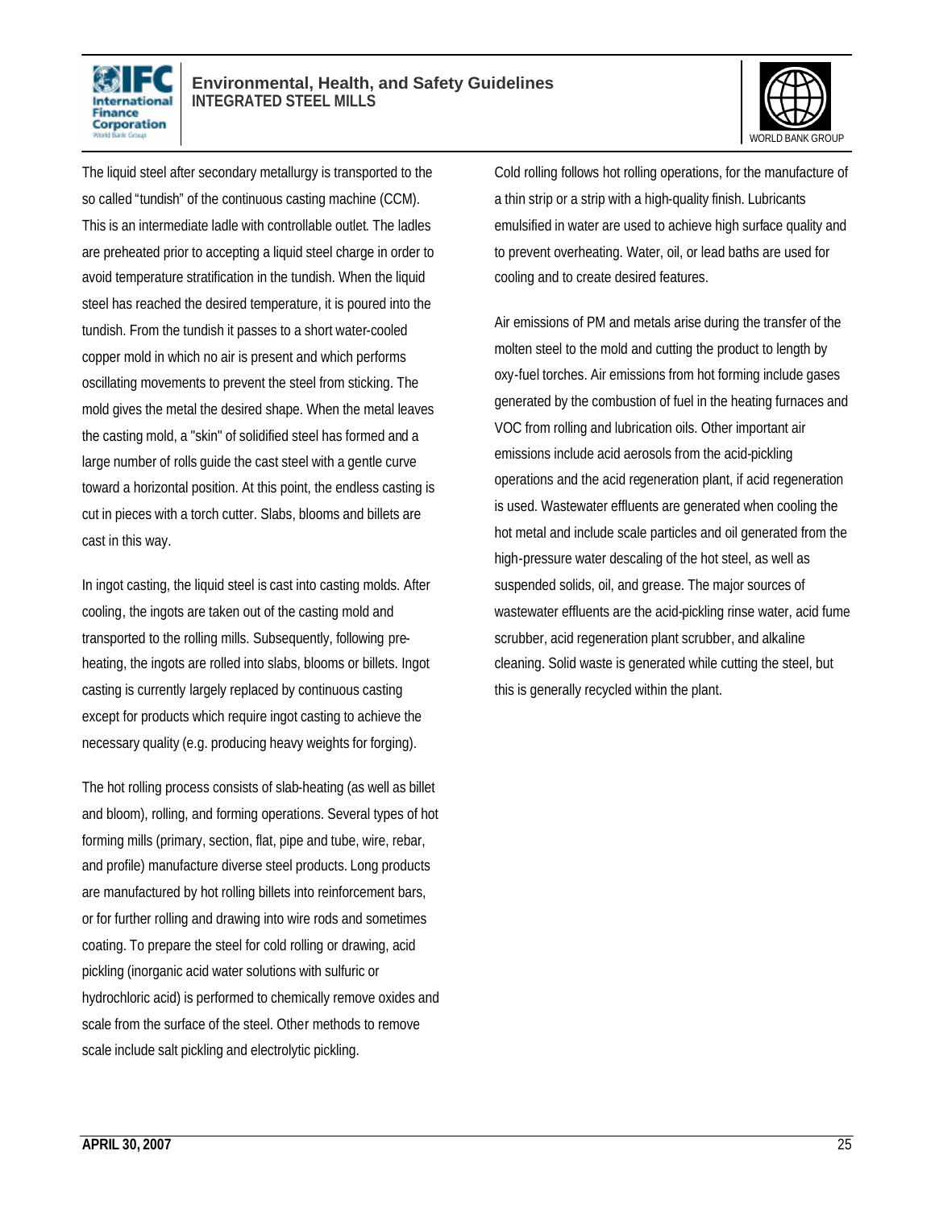The liquid steel after secondary metallurgy is transported to the so called "tundish" of the continuous casting machine (CCM). This is an intermediate ladle with controllable outlet. The ladles are preheated prior to accepting a liquid steel charge in order to avoid temperature stratification in the tundish. When the liquid steel has reached the desired temperature, it is poured into the tundish. From the tundish it passes to a short water-cooled copper mold in which no air is present and which performs oscillating movements to prevent the steel from sticking. The mold gives the metal the desired shape. When the metal leaves the casting mold, a "skin" of solidified steel has formed and a large number of rolls guide the cast steel with a gentle curve toward a horizontal position. At this point, the endless casting is cut in pieces with a torch cutter. Slabs, blooms and billets are cast in this way.

In ingot casting, the liquid steel is cast into casting molds. After cooling, the ingots are taken out of the casting mold and transported to the rolling mills. Subsequently, following pre-heating, the ingots are rolled into slabs, blooms or billets. Ingot casting is currently largely replaced by continuous casting except for products which require ingot casting to achieve the necessary quality (e.g. producing heavy weights for forging).

The hot rolling process consists of slab-heating (as well as billet and bloom), rolling, and forming operations. Several types of hot forming mills (primary, section, flat, pipe and tube, wire, rebar, and profile) manufacture diverse steel products. Long products are manufactured by hot rolling billets into reinforcement bars, or for further rolling and drawing into wire rods and sometimes coating. To prepare the steel for cold rolling or drawing, acid pickling (inorganic acid water solutions with sulfuric or hydrochloric acid) is performed to chemically remove oxides and scale from the surface of the steel. Other methods to remove scale include salt pickling and electrolytic pickling.

Cold rolling follows hot rolling operations, for the manufacture of a thin strip or a strip with a high-quality finish. Lubricants emulsified in water are used to achieve high surface quality and to prevent overheating. Water, oil, or lead baths are used for cooling and to create desired features.

Air emissions of PM and metals arise during the transfer of the molten steel to the mold and cutting the product to length by oxy-fuel torches. Air emissions from hot forming include gases generated by the combustion of fuel in the heating furnaces and VOC from rolling and lubrication oils. Other important air emissions include acid aerosols from the acid-pickling operations and the acid regeneration plant, if acid regeneration is used. Wastewater effluents are generated when cooling the hot metal and include scale particles and oil generated from the high-pressure water descaling of the hot steel, as well as suspended solids, oil, and grease. The major sources of wastewater effluents are the acid-pickling rinse water, acid fume scrubber, acid regeneration plant scrubber, and alkaline cleaning. Solid waste is generated while cutting the steel, but this is generally recycled within the plant.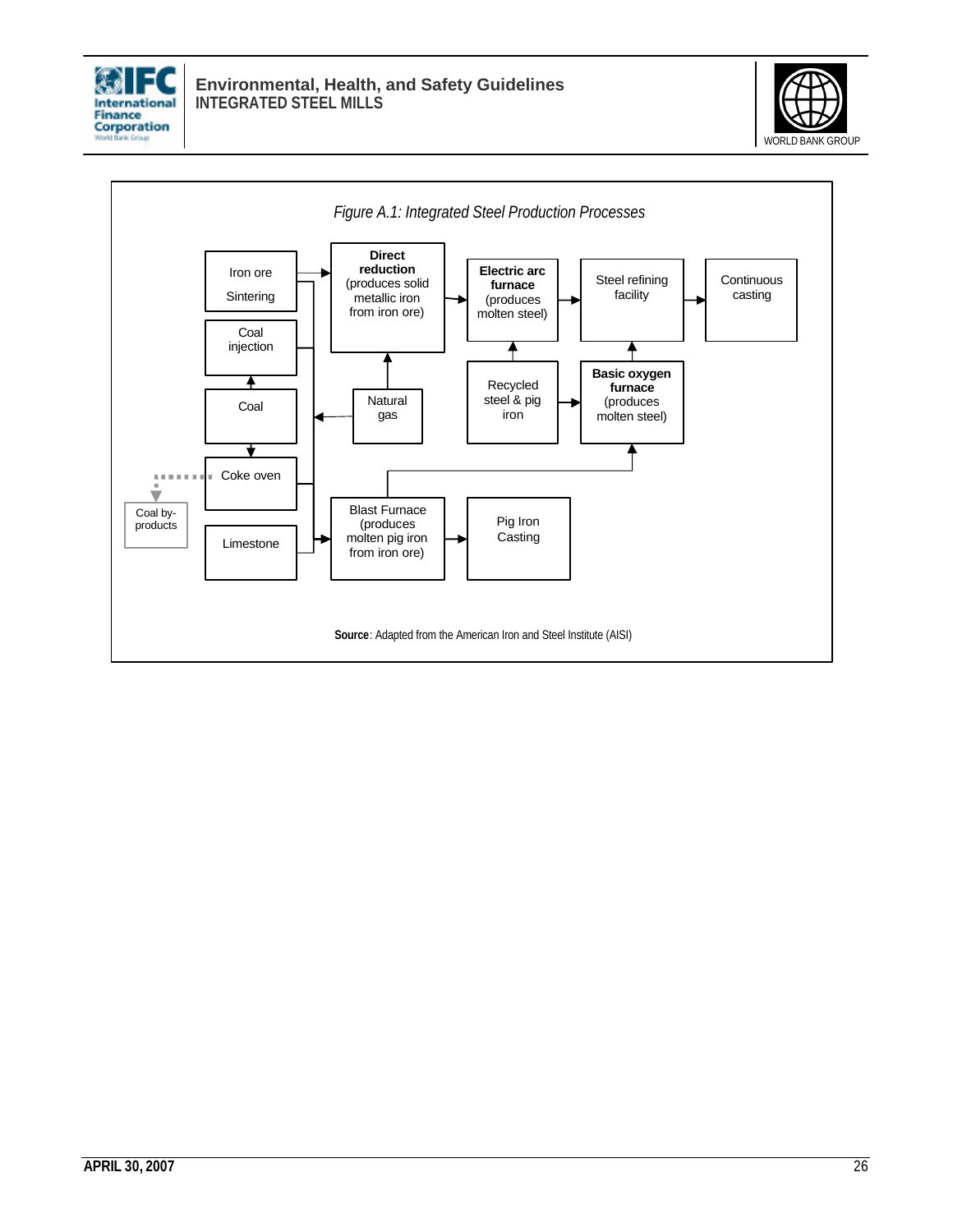*Figure A.1: Integrated Steel Production Processes*

Iron ore

Sintering

Coal injection

Coal

Coke oven

Coal by-products

Limestone

**Direct reduction** (produces solid metallic iron from iron ore)

Natural gas

Blast Furnace (produces molten pig iron from iron ore)

**Electric arc furnace** (produces molten steel)

Recycled steel & pig iron

Pig Iron Casting

Steel refining facility

**Basic oxygen furnace** (produces molten steel)

Continuous casting

**Source**: Adapted from the American Iron and Steel Institute (AISI)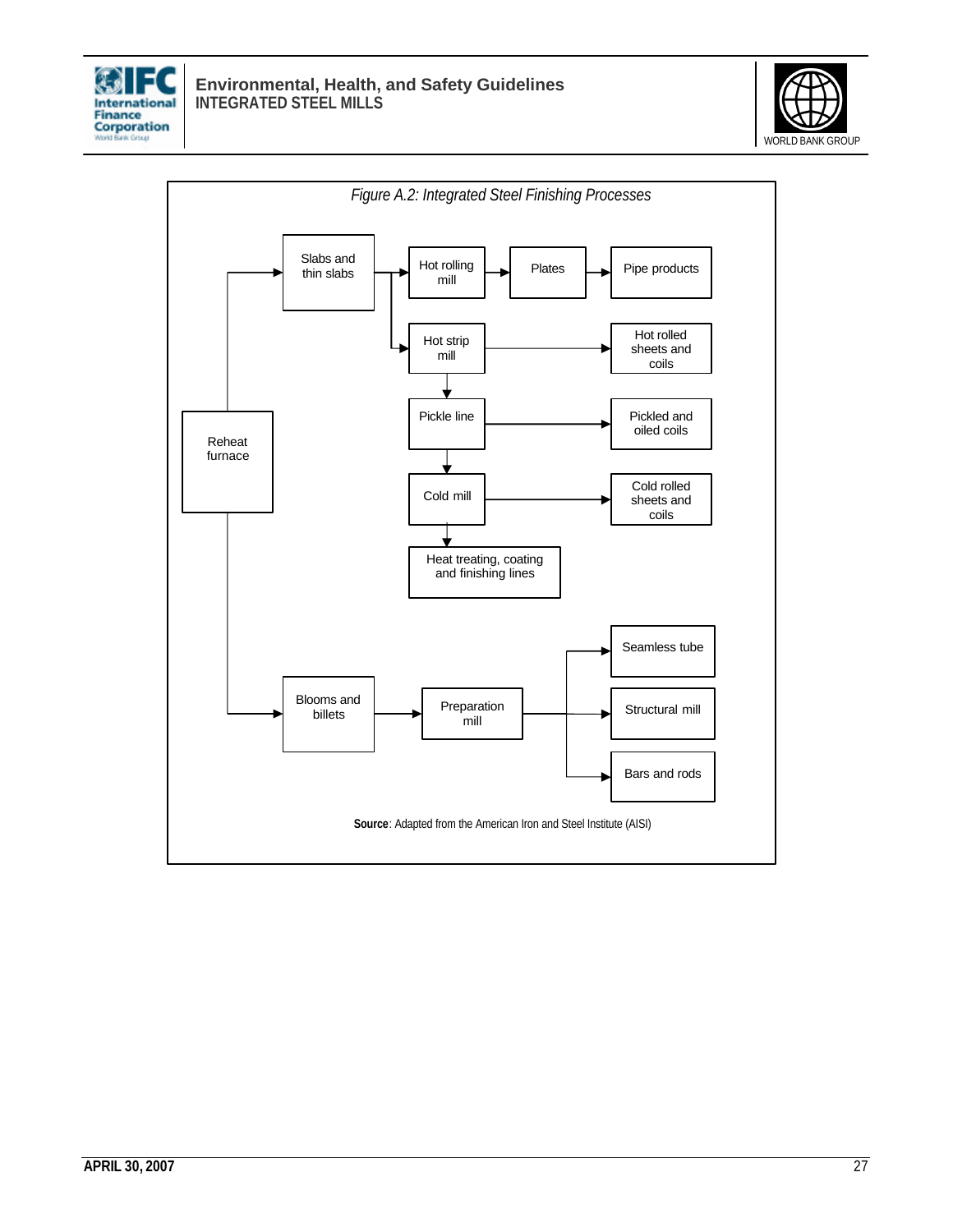*Figure A.2: Integrated Steel Finishing Processes*

Reheat furnace

Slabs and thin slabs

Hot rolling mill

Plates

Pipe products

Hot strip mill

Hot rolled sheets and coils

Pickle line

Pickled and oiled coils

Cold mill

Cold rolled sheets and coils

Heat treating, coating and finishing lines

Blooms and billets

Preparation mill

Seamless tube

Structural mill

Bars and rods

**Source**: Adapted from the American Iron and Steel Institute (AISI)